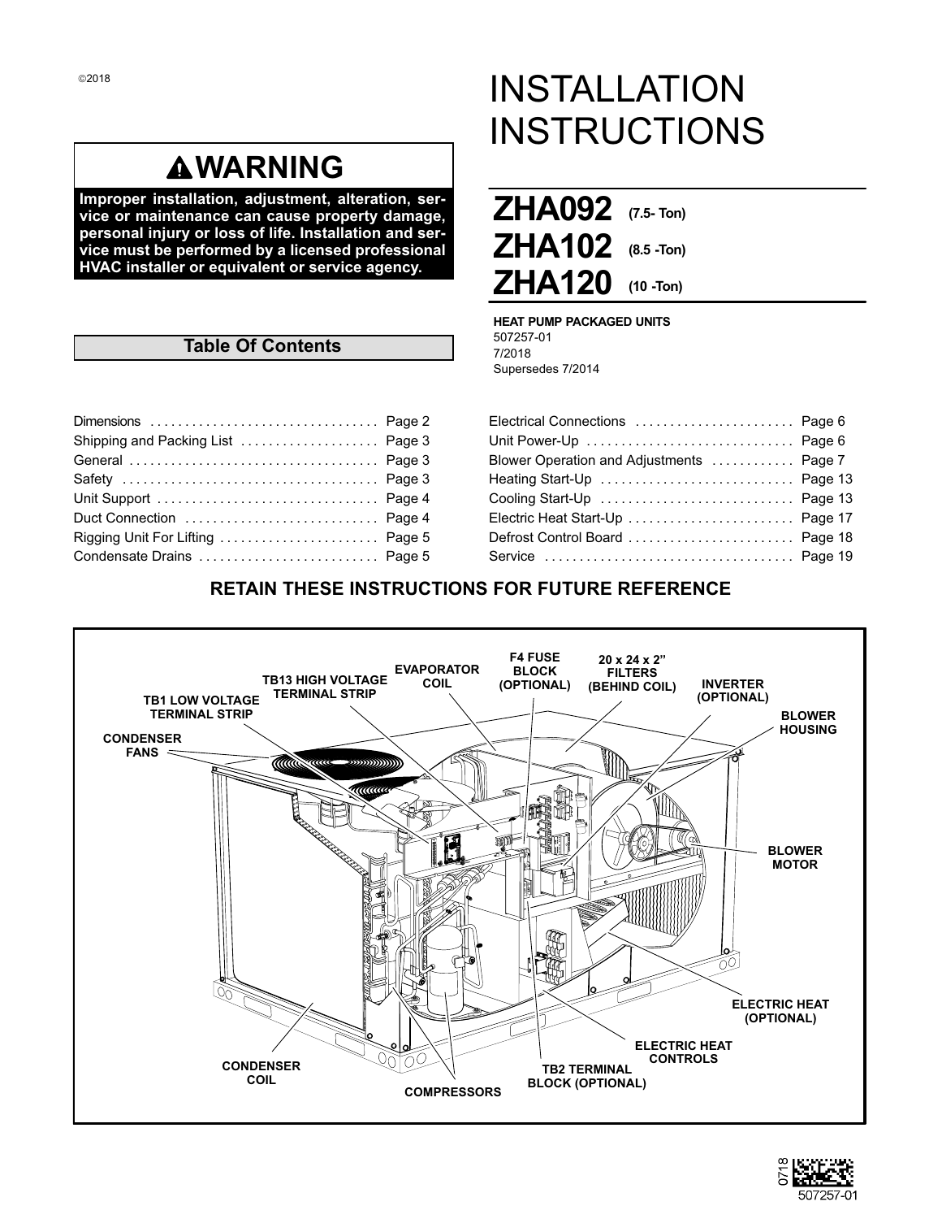©2018

# INSTALLATION INSTRUCTIONS

## ZHA092 (7.5- Ton)
## ZHA102 (8.5 -Ton)
## ZHA120 (10 -Ton)

**HEAT PUMP PACKAGED UNITS**
507257-01
7/2018
Supersedes 7/2014

## ⚠WARNING

**Improper installation, adjustment, alteration, service or maintenance can cause property damage, personal injury or loss of life. Installation and service must be performed by a licensed professional HVAC installer or equivalent or service agency.**

## Table Of Contents

| | |
|---|---|
| Dimensions | Page 2 |
| Shipping and Packing List | Page 3 |
| General | Page 3 |
| Safety | Page 3 |
| Unit Support | Page 4 |
| Duct Connection | Page 4 |
| Rigging Unit For Lifting | Page 5 |
| Condensate Drains | Page 5 |
| Electrical Connections | Page 6 |
| Unit Power-Up | Page 6 |
| Blower Operation and Adjustments | Page 7 |
| Heating Start-Up | Page 13 |
| Cooling Start-Up | Page 13 |
| Electric Heat Start-Up | Page 17 |
| Defrost Control Board | Page 18 |
| Service | Page 19 |

**RETAIN THESE INSTRUCTIONS FOR FUTURE REFERENCE**

CONDENSER FANS
TB1 LOW VOLTAGE TERMINAL STRIP
TB13 HIGH VOLTAGE TERMINAL STRIP
EVAPORATOR COIL
F4 FUSE BLOCK (OPTIONAL)
20 x 24 x 2" FILTERS (BEHIND COIL)
INVERTER (OPTIONAL)
BLOWER HOUSING
BLOWER MOTOR
ELECTRIC HEAT (OPTIONAL)
ELECTRIC HEAT CONTROLS
TB2 TERMINAL BLOCK (OPTIONAL)
COMPRESSORS
CONDENSER COIL

0718
507257-01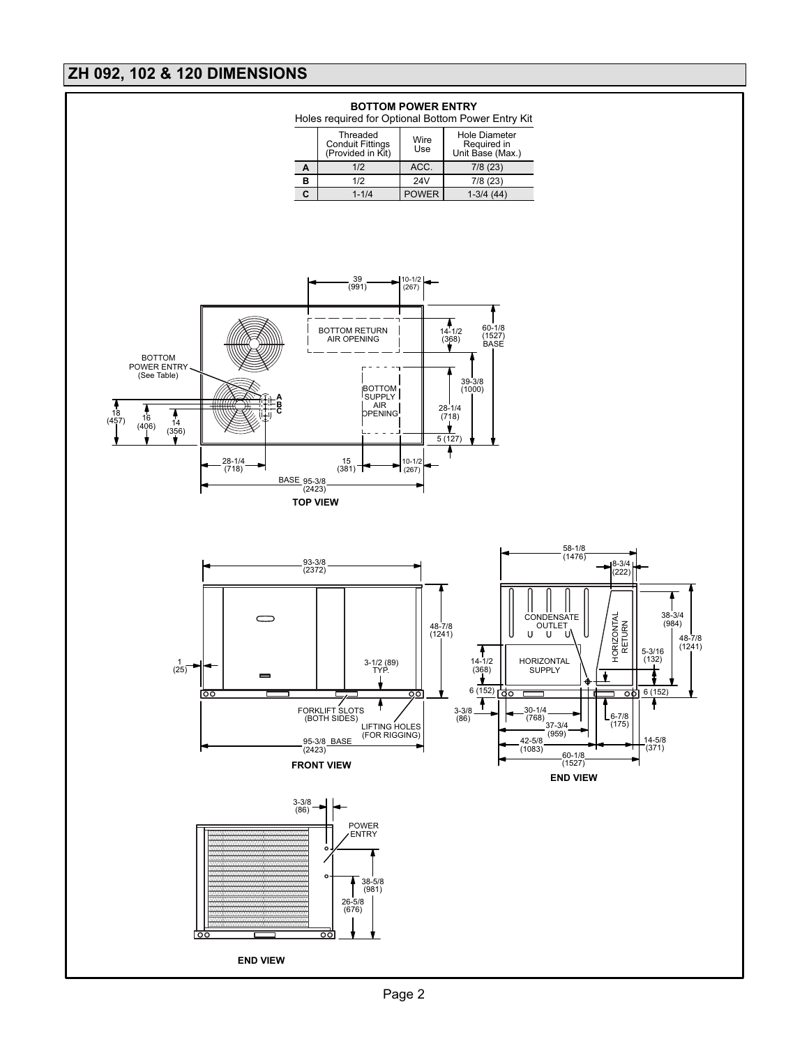## ZH 092, 102 & 120 DIMENSIONS

**BOTTOM POWER ENTRY**

Holes required for Optional Bottom Power Entry Kit

| | Threaded Conduit Fittings (Provided in Kit) | Wire Use | Hole Diameter Required in Unit Base (Max.) |
|---|---|---|---|
| A | 1/2 | ACC. | 7/8 (23) |
| B | 1/2 | 24V | 7/8 (23) |
| C | 1-1/4 | POWER | 1-3/4 (44) |

39 (991) | 10-1/2 (267) | BOTTOM RETURN AIR OPENING | 14-1/2 (368) | 60-1/8 (1527) BASE | BOTTOM POWER ENTRY (See Table) | A | B | C | BOTTOM SUPPLY AIR OPENING | 39-3/8 (1000) | 28-1/4 (718) | 5 (127) | 18 (457) | 16 (406) | 14 (356) | 28-1/4 (718) | 15 (381) | 10-1/2 (267) | BASE 95-3/8 (2423)

**TOP VIEW**

93-3/8 (2372) | 48-7/8 (1241) | 1 (25) | 3-1/2 (89) TYP. | FORKLIFT SLOTS (BOTH SIDES) | LIFTING HOLES (FOR RIGGING) | 95-3/8 BASE (2423)

**FRONT VIEW**

58-1/8 (1476) | 8-3/4 (222) | CONDENSATE OUTLET | HORIZONTAL RETURN | 38-3/4 (984) | 48-7/8 (1241) | 5-3/16 (132) | 14-1/2 (368) | HORIZONTAL SUPPLY | 6 (152) | 6 (152) | 3-3/8 (86) | 30-1/4 (768) | 37-3/4 (959) | 6-7/8 (175) | 42-5/8 (1083) | 14-5/8 (371) | 60-1/8 (1527)

**END VIEW**

3-3/8 (86) | POWER ENTRY | 38-5/8 (981) | 26-5/8 (676)

**END VIEW**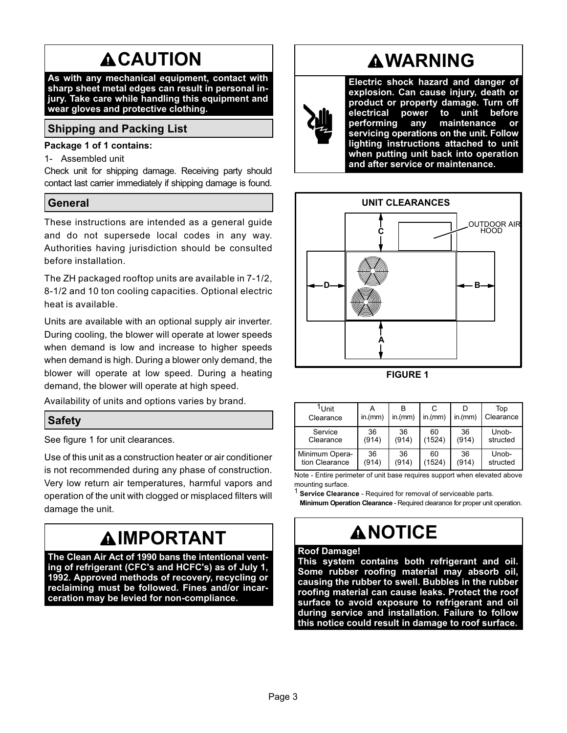# CAUTION

**As with any mechanical equipment, contact with sharp sheet metal edges can result in personal injury. Take care while handling this equipment and wear gloves and protective clothing.**

## Shipping and Packing List

**Package 1 of 1 contains:**

1- Assembled unit

Check unit for shipping damage. Receiving party should contact last carrier immediately if shipping damage is found.

## General

These instructions are intended as a general guide and do not supersede local codes in any way. Authorities having jurisdiction should be consulted before installation.

The ZH packaged rooftop units are available in 7-1/2, 8-1/2 and 10 ton cooling capacities. Optional electric heat is available.

Units are available with an optional supply air inverter. During cooling, the blower will operate at lower speeds when demand is low and increase to higher speeds when demand is high. During a blower only demand, the blower will operate at low speed. During a heating demand, the blower will operate at high speed.

Availability of units and options varies by brand.

## Safety

See figure 1 for unit clearances.

Use of this unit as a construction heater or air conditioner is not recommended during any phase of construction. Very low return air temperatures, harmful vapors and operation of the unit with clogged or misplaced filters will damage the unit.

# IMPORTANT

**The Clean Air Act of 1990 bans the intentional venting of refrigerant (CFC's and HCFC's) as of July 1, 1992. Approved methods of recovery, recycling or reclaiming must be followed. Fines and/or incarceration may be levied for non-compliance.**

# WARNING

**Electric shock hazard and danger of explosion. Can cause injury, death or product or property damage. Turn off electrical power to unit before performing any maintenance or servicing operations on the unit. Follow lighting instructions attached to unit when putting unit back into operation and after service or maintenance.**

UNIT CLEARANCES

OUTDOOR AIR HOOD

FIGURE 1

| [1]Unit Clearance | A in.(mm) | B in.(mm) | C in.(mm) | D in.(mm) | Top Clearance |
|---|---|---|---|---|---|
| Service Clearance | 36 (914) | 36 (914) | 60 (1524) | 36 (914) | Unobstructed |
| Minimum Operation Clearance | 36 (914) | 36 (914) | 60 (1524) | 36 (914) | Unobstructed |

Note - Entire perimeter of unit base requires support when elevated above mounting surface.

[1] **Service Clearance** - Required for removal of serviceable parts.

**Minimum Operation Clearance** - Required clearance for proper unit operation.

# NOTICE

**Roof Damage!**

**This system contains both refrigerant and oil. Some rubber roofing material may absorb oil, causing the rubber to swell. Bubbles in the rubber roofing material can cause leaks. Protect the roof surface to avoid exposure to refrigerant and oil during service and installation. Failure to follow this notice could result in damage to roof surface.**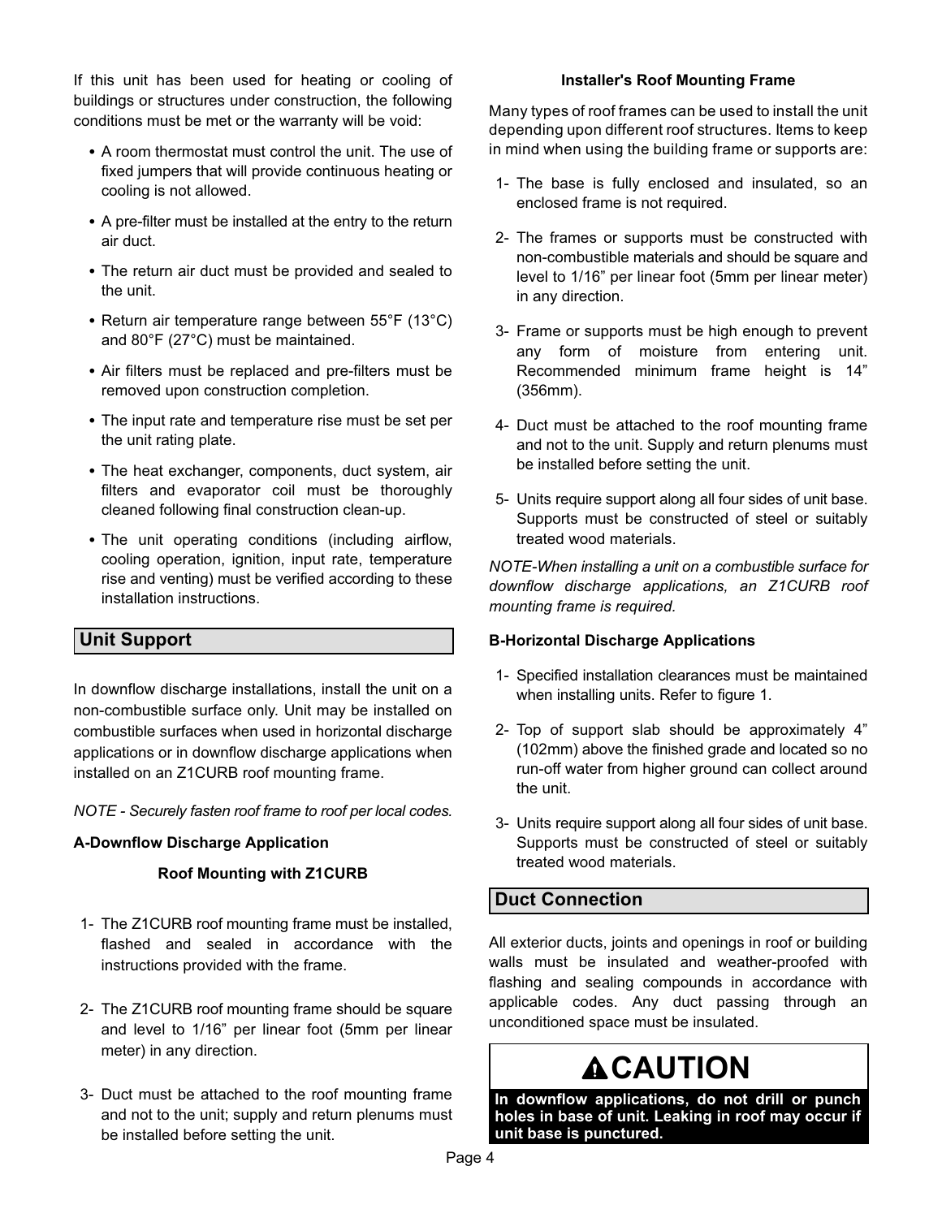If this unit has been used for heating or cooling of buildings or structures under construction, the following conditions must be met or the warranty will be void:

- A room thermostat must control the unit. The use of fixed jumpers that will provide continuous heating or cooling is not allowed.
- A pre-filter must be installed at the entry to the return air duct.
- The return air duct must be provided and sealed to the unit.
- Return air temperature range between 55°F (13°C) and 80°F (27°C) must be maintained.
- Air filters must be replaced and pre-filters must be removed upon construction completion.
- The input rate and temperature rise must be set per the unit rating plate.
- The heat exchanger, components, duct system, air filters and evaporator coil must be thoroughly cleaned following final construction clean-up.
- The unit operating conditions (including airflow, cooling operation, ignition, input rate, temperature rise and venting) must be verified according to these installation instructions.

## Unit Support

In downflow discharge installations, install the unit on a non-combustible surface only. Unit may be installed on combustible surfaces when used in horizontal discharge applications or in downflow discharge applications when installed on an Z1CURB roof mounting frame.

*NOTE - Securely fasten roof frame to roof per local codes.*

### A-Downflow Discharge Application

**Roof Mounting with Z1CURB**

1- The Z1CURB roof mounting frame must be installed, flashed and sealed in accordance with the instructions provided with the frame.

2- The Z1CURB roof mounting frame should be square and level to 1/16" per linear foot (5mm per linear meter) in any direction.

3- Duct must be attached to the roof mounting frame and not to the unit; supply and return plenums must be installed before setting the unit.

**Installer's Roof Mounting Frame**

Many types of roof frames can be used to install the unit depending upon different roof structures. Items to keep in mind when using the building frame or supports are:

1- The base is fully enclosed and insulated, so an enclosed frame is not required.

2- The frames or supports must be constructed with non-combustible materials and should be square and level to 1/16" per linear foot (5mm per linear meter) in any direction.

3- Frame or supports must be high enough to prevent any form of moisture from entering unit. Recommended minimum frame height is 14" (356mm).

4- Duct must be attached to the roof mounting frame and not to the unit. Supply and return plenums must be installed before setting the unit.

5- Units require support along all four sides of unit base. Supports must be constructed of steel or suitably treated wood materials.

*NOTE-When installing a unit on a combustible surface for downflow discharge applications, an Z1CURB roof mounting frame is required.*

### B-Horizontal Discharge Applications

1- Specified installation clearances must be maintained when installing units. Refer to figure 1.

2- Top of support slab should be approximately 4" (102mm) above the finished grade and located so no run-off water from higher ground can collect around the unit.

3- Units require support along all four sides of unit base. Supports must be constructed of steel or suitably treated wood materials.

## Duct Connection

All exterior ducts, joints and openings in roof or building walls must be insulated and weather-proofed with flashing and sealing compounds in accordance with applicable codes. Any duct passing through an unconditioned space must be insulated.

**⚠CAUTION**

**In downflow applications, do not drill or punch holes in base of unit. Leaking in roof may occur if unit base is punctured.**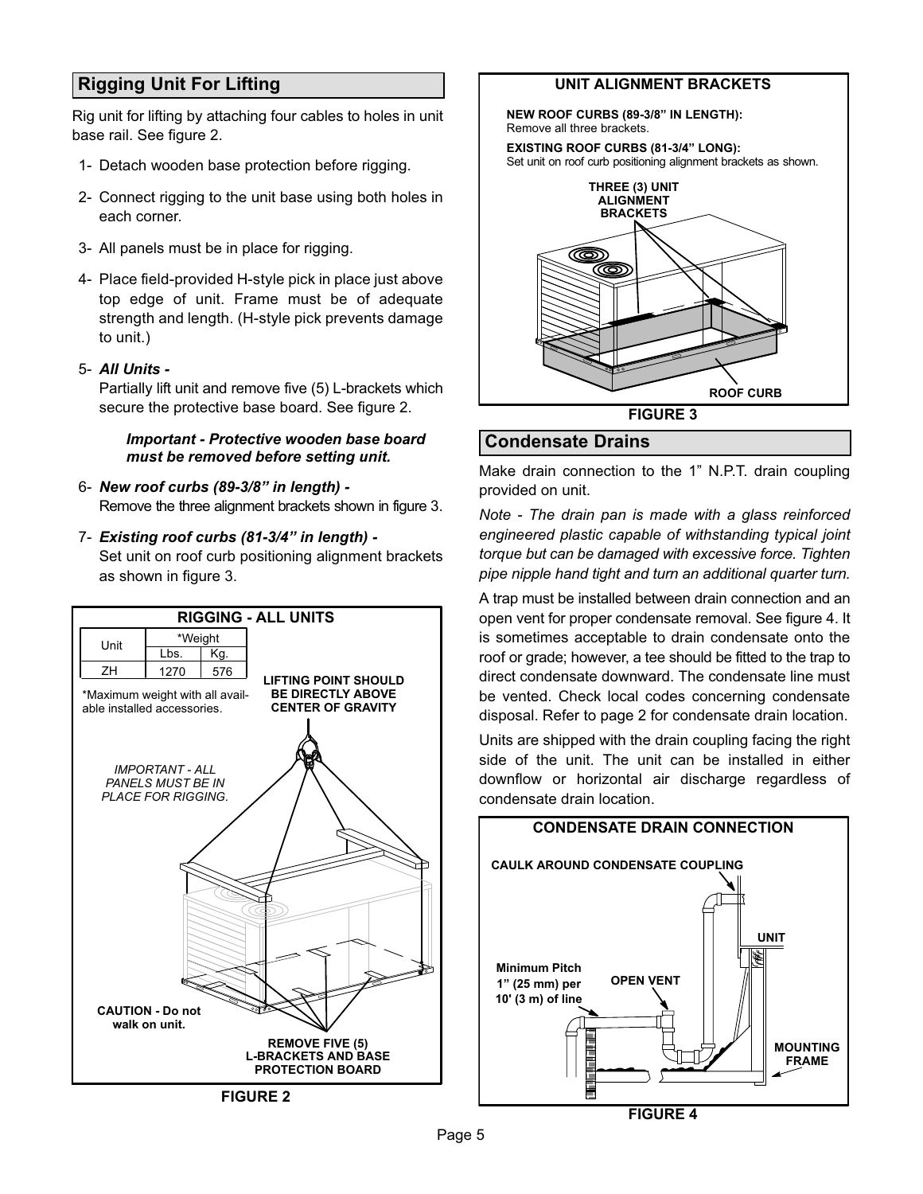## Rigging Unit For Lifting

Rig unit for lifting by attaching four cables to holes in unit base rail. See figure 2.

1- Detach wooden base protection before rigging.

2- Connect rigging to the unit base using both holes in each corner.

3- All panels must be in place for rigging.

4- Place field-provided H-style pick in place just above top edge of unit. Frame must be of adequate strength and length. (H-style pick prevents damage to unit.)

5- ***All Units -***
Partially lift unit and remove five (5) L-brackets which secure the protective base board. See figure 2.

> ***Important - Protective wooden base board must be removed before setting unit.***

6- ***New roof curbs (89-3/8" in length) -***
Remove the three alignment brackets shown in figure 3.

7- ***Existing roof curbs (81-3/4" in length) -***
Set unit on roof curb positioning alignment brackets as shown in figure 3.

**RIGGING - ALL UNITS**

| Unit | *Weight | |
|---|---|---|
| | Lbs. | Kg. |
| ZH | 1270 | 576 |

*Maximum weight with all available installed accessories.

**LIFTING POINT SHOULD BE DIRECTLY ABOVE CENTER OF GRAVITY**

*IMPORTANT - ALL PANELS MUST BE IN PLACE FOR RIGGING.*

**CAUTION - Do not walk on unit.**

**REMOVE FIVE (5) L-BRACKETS AND BASE PROTECTION BOARD**

**FIGURE 2**

**UNIT ALIGNMENT BRACKETS**

**NEW ROOF CURBS (89-3/8" IN LENGTH):**
Remove all three brackets.

**EXISTING ROOF CURBS (81-3/4" LONG):**
Set unit on roof curb positioning alignment brackets as shown.

**THREE (3) UNIT ALIGNMENT BRACKETS**

**ROOF CURB**

**FIGURE 3**

## Condensate Drains

Make drain connection to the 1" N.P.T. drain coupling provided on unit.

*Note - The drain pan is made with a glass reinforced engineered plastic capable of withstanding typical joint torque but can be damaged with excessive force. Tighten pipe nipple hand tight and turn an additional quarter turn.*

A trap must be installed between drain connection and an open vent for proper condensate removal. See figure 4. It is sometimes acceptable to drain condensate onto the roof or grade; however, a tee should be fitted to the trap to direct condensate downward. The condensate line must be vented. Check local codes concerning condensate disposal. Refer to page 2 for condensate drain location.

Units are shipped with the drain coupling facing the right side of the unit. The unit can be installed in either downflow or horizontal air discharge regardless of condensate drain location.

**CONDENSATE DRAIN CONNECTION**

**CAULK AROUND CONDENSATE COUPLING**

**UNIT**

**Minimum Pitch 1" (25 mm) per 10' (3 m) of line**

**OPEN VENT**

**MOUNTING FRAME**

**FIGURE 4**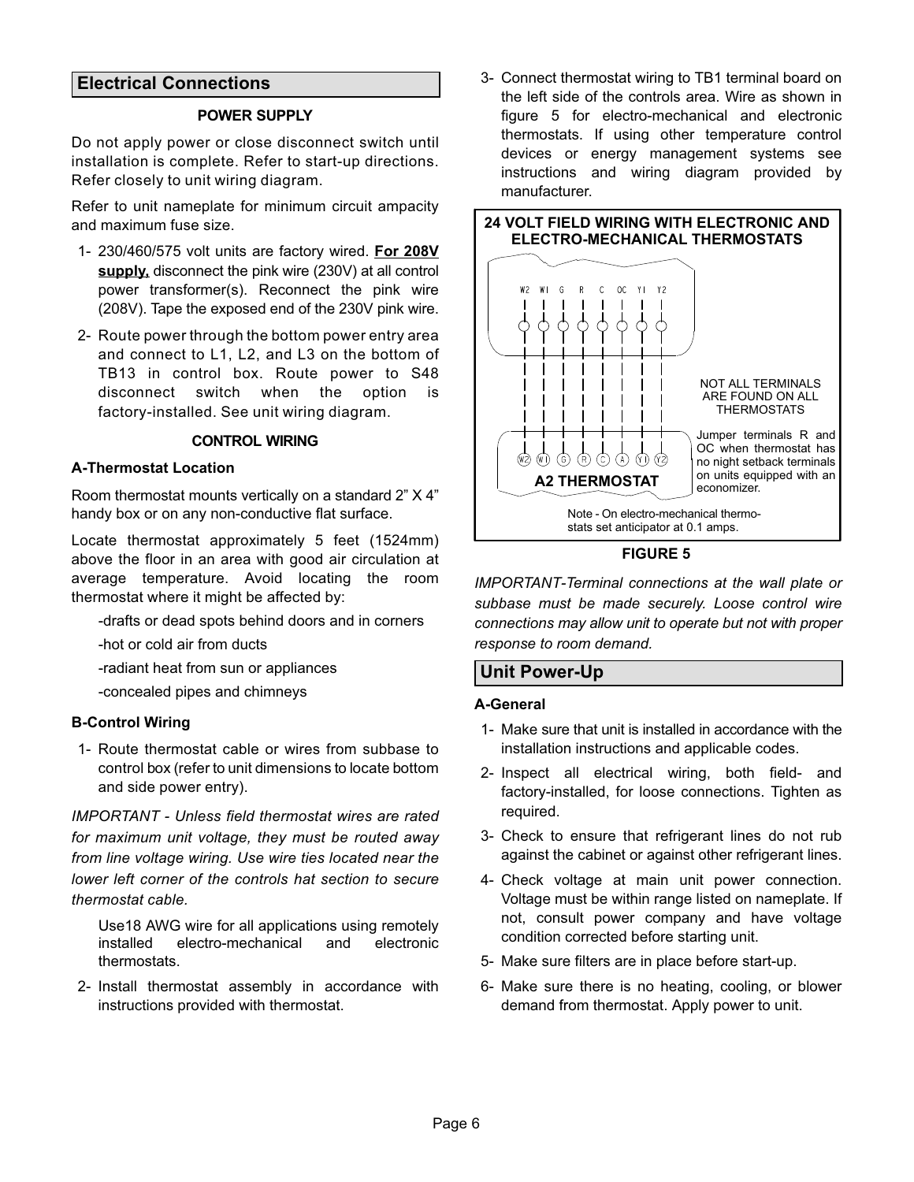## Electrical Connections

### POWER SUPPLY

Do not apply power or close disconnect switch until installation is complete. Refer to start-up directions. Refer closely to unit wiring diagram.

Refer to unit nameplate for minimum circuit ampacity and maximum fuse size.

1- 230/460/575 volt units are factory wired. **For 208V supply,** disconnect the pink wire (230V) at all control power transformer(s). Reconnect the pink wire (208V). Tape the exposed end of the 230V pink wire.

2- Route power through the bottom power entry area and connect to L1, L2, and L3 on the bottom of TB13 in control box. Route power to S48 disconnect switch when the option is factory-installed. See unit wiring diagram.

### CONTROL WIRING

**A-Thermostat Location**

Room thermostat mounts vertically on a standard 2” X 4” handy box or on any non-conductive flat surface.

Locate thermostat approximately 5 feet (1524mm) above the floor in an area with good air circulation at average temperature. Avoid locating the room thermostat where it might be affected by:

-drafts or dead spots behind doors and in corners

-hot or cold air from ducts

-radiant heat from sun or appliances

-concealed pipes and chimneys

**B-Control Wiring**

1- Route thermostat cable or wires from subbase to control box (refer to unit dimensions to locate bottom and side power entry).

*IMPORTANT - Unless field thermostat wires are rated for maximum unit voltage, they must be routed away from line voltage wiring. Use wire ties located near the lower left corner of the controls hat section to secure thermostat cable.*

Use18 AWG wire for all applications using remotely installed electro-mechanical and electronic thermostats.

2- Install thermostat assembly in accordance with instructions provided with thermostat.

3- Connect thermostat wiring to TB1 terminal board on the left side of the controls area. Wire as shown in figure 5 for electro-mechanical and electronic thermostats. If using other temperature control devices or energy management systems see instructions and wiring diagram provided by manufacturer.

**24 VOLT FIELD WIRING WITH ELECTRONIC AND ELECTRO-MECHANICAL THERMOSTATS**

W2 W1 G R C OC Y1 Y2

W2 W1 G R C A Y1 Y2

A2 THERMOSTAT

NOT ALL TERMINALS ARE FOUND ON ALL THERMOSTATS

Jumper terminals R and OC when thermostat has no night setback terminals on units equipped with an economizer.

Note - On electro-mechanical thermostats set anticipator at 0.1 amps.

**FIGURE 5**

*IMPORTANT-Terminal connections at the wall plate or subbase must be made securely. Loose control wire connections may allow unit to operate but not with proper response to room demand.*

## Unit Power-Up

**A-General**

1- Make sure that unit is installed in accordance with the installation instructions and applicable codes.

2- Inspect all electrical wiring, both field- and factory-installed, for loose connections. Tighten as required.

3- Check to ensure that refrigerant lines do not rub against the cabinet or against other refrigerant lines.

4- Check voltage at main unit power connection. Voltage must be within range listed on nameplate. If not, consult power company and have voltage condition corrected before starting unit.

5- Make sure filters are in place before start-up.

6- Make sure there is no heating, cooling, or blower demand from thermostat. Apply power to unit.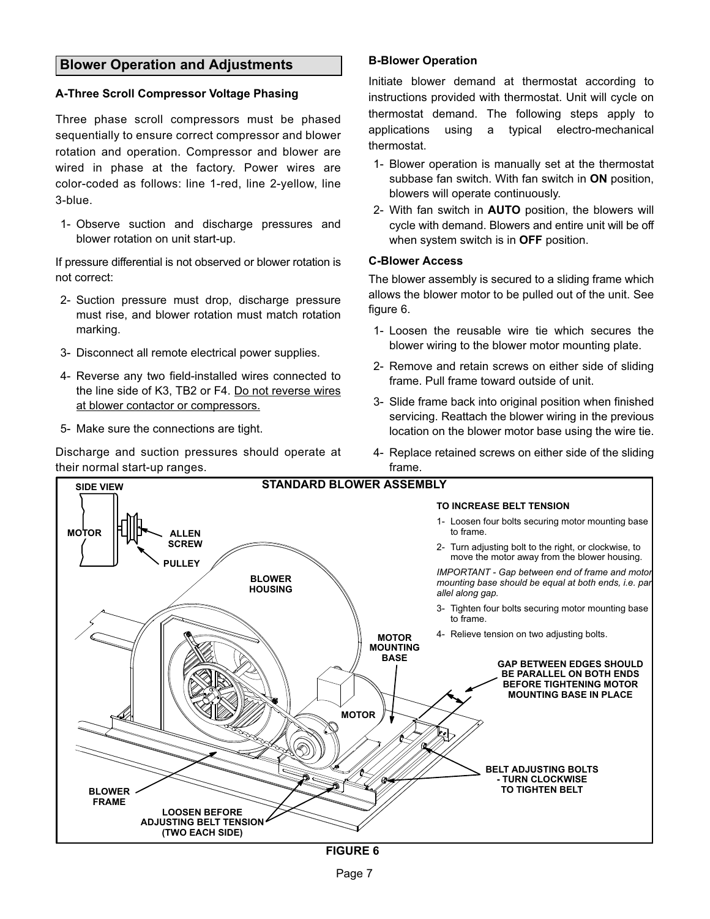## Blower Operation and Adjustments

### A-Three Scroll Compressor Voltage Phasing

Three phase scroll compressors must be phased sequentially to ensure correct compressor and blower rotation and operation. Compressor and blower are wired in phase at the factory. Power wires are color-coded as follows: line 1-red, line 2-yellow, line 3-blue.

1- Observe suction and discharge pressures and blower rotation on unit start-up.

If pressure differential is not observed or blower rotation is not correct:

2- Suction pressure must drop, discharge pressure must rise, and blower rotation must match rotation marking.

3- Disconnect all remote electrical power supplies.

4- Reverse any two field-installed wires connected to the line side of K3, TB2 or F4. Do not reverse wires at blower contactor or compressors.

5- Make sure the connections are tight.

Discharge and suction pressures should operate at their normal start-up ranges.

### B-Blower Operation

Initiate blower demand at thermostat according to instructions provided with thermostat. Unit will cycle on thermostat demand. The following steps apply to applications using a typical electro-mechanical thermostat.

1- Blower operation is manually set at the thermostat subbase fan switch. With fan switch in **ON** position, blowers will operate continuously.

2- With fan switch in **AUTO** position, the blowers will cycle with demand. Blowers and entire unit will be off when system switch is in **OFF** position.

### C-Blower Access

The blower assembly is secured to a sliding frame which allows the blower motor to be pulled out of the unit. See figure 6.

1- Loosen the reusable wire tie which secures the blower wiring to the blower motor mounting plate.

2- Remove and retain screws on either side of sliding frame. Pull frame toward outside of unit.

3- Slide frame back into original position when finished servicing. Reattach the blower wiring in the previous location on the blower motor base using the wire tie.

4- Replace retained screws on either side of the sliding frame.

**STANDARD BLOWER ASSEMBLY**

SIDE VIEW

MOTOR

ALLEN SCREW

PULLEY

BLOWER HOUSING

MOTOR MOUNTING BASE

MOTOR

BLOWER FRAME

LOOSEN BEFORE ADJUSTING BELT TENSION (TWO EACH SIDE)

BELT ADJUSTING BOLTS - TURN CLOCKWISE TO TIGHTEN BELT

GAP BETWEEN EDGES SHOULD BE PARALLEL ON BOTH ENDS BEFORE TIGHTENING MOTOR MOUNTING BASE IN PLACE

**TO INCREASE BELT TENSION**

1- Loosen four bolts securing motor mounting base to frame.

2- Turn adjusting bolt to the right, or clockwise, to move the motor away from the blower housing.

*IMPORTANT - Gap between end of frame and motor mounting base should be equal at both ends, i.e. parallel along gap.*

3- Tighten four bolts securing motor mounting base to frame.

4- Relieve tension on two adjusting bolts.

**FIGURE 6**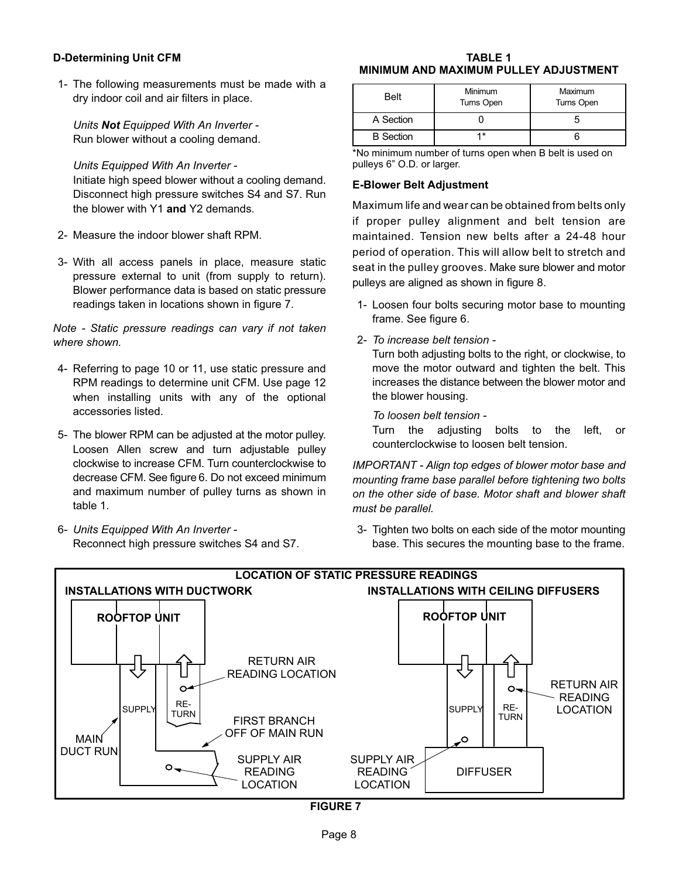### D-Determining Unit CFM

1- The following measurements must be made with a dry indoor coil and air filters in place.

*Units **Not** Equipped With An Inverter -*
Run blower without a cooling demand.

*Units Equipped With An Inverter -*
Initiate high speed blower without a cooling demand. Disconnect high pressure switches S4 and S7. Run the blower with Y1 **and** Y2 demands.

2- Measure the indoor blower shaft RPM.

3- With all access panels in place, measure static pressure external to unit (from supply to return). Blower performance data is based on static pressure readings taken in locations shown in figure 7.

*Note - Static pressure readings can vary if not taken where shown.*

4- Referring to page 10 or 11, use static pressure and RPM readings to determine unit CFM. Use page 12 when installing units with any of the optional accessories listed.

5- The blower RPM can be adjusted at the motor pulley. Loosen Allen screw and turn adjustable pulley clockwise to increase CFM. Turn counterclockwise to decrease CFM. See figure 6. Do not exceed minimum and maximum number of pulley turns as shown in table 1.

6- *Units Equipped With An Inverter -*
Reconnect high pressure switches S4 and S7.

**TABLE 1**
**MINIMUM AND MAXIMUM PULLEY ADJUSTMENT**

| Belt | Minimum Turns Open | Maximum Turns Open |
|---|---|---|
| A Section | 0 | 5 |
| B Section | 1* | 6 |

*No minimum number of turns open when B belt is used on pulleys 6" O.D. or larger.

### E-Blower Belt Adjustment

Maximum life and wear can be obtained from belts only if proper pulley alignment and belt tension are maintained. Tension new belts after a 24-48 hour period of operation. This will allow belt to stretch and seat in the pulley grooves. Make sure blower and motor pulleys are aligned as shown in figure 8.

1- Loosen four bolts securing motor base to mounting frame. See figure 6.

2- *To increase belt tension -*
Turn both adjusting bolts to the right, or clockwise, to move the motor outward and tighten the belt. This increases the distance between the blower motor and the blower housing.

*To loosen belt tension -*
Turn the adjusting bolts to the left, or counterclockwise to loosen belt tension.

*IMPORTANT - Align top edges of blower motor base and mounting frame base parallel before tightening two bolts on the other side of base. Motor shaft and blower shaft must be parallel.*

3- Tighten two bolts on each side of the motor mounting base. This secures the mounting base to the frame.

**LOCATION OF STATIC PRESSURE READINGS**

**INSTALLATIONS WITH DUCTWORK**

ROOFTOP UNIT — SUPPLY — RETURN — RETURN AIR READING LOCATION — FIRST BRANCH OFF OF MAIN RUN — MAIN DUCT RUN — SUPPLY AIR READING LOCATION

**INSTALLATIONS WITH CEILING DIFFUSERS**

ROOFTOP UNIT — SUPPLY — RETURN — RETURN AIR READING LOCATION — SUPPLY AIR READING LOCATION — DIFFUSER

**FIGURE 7**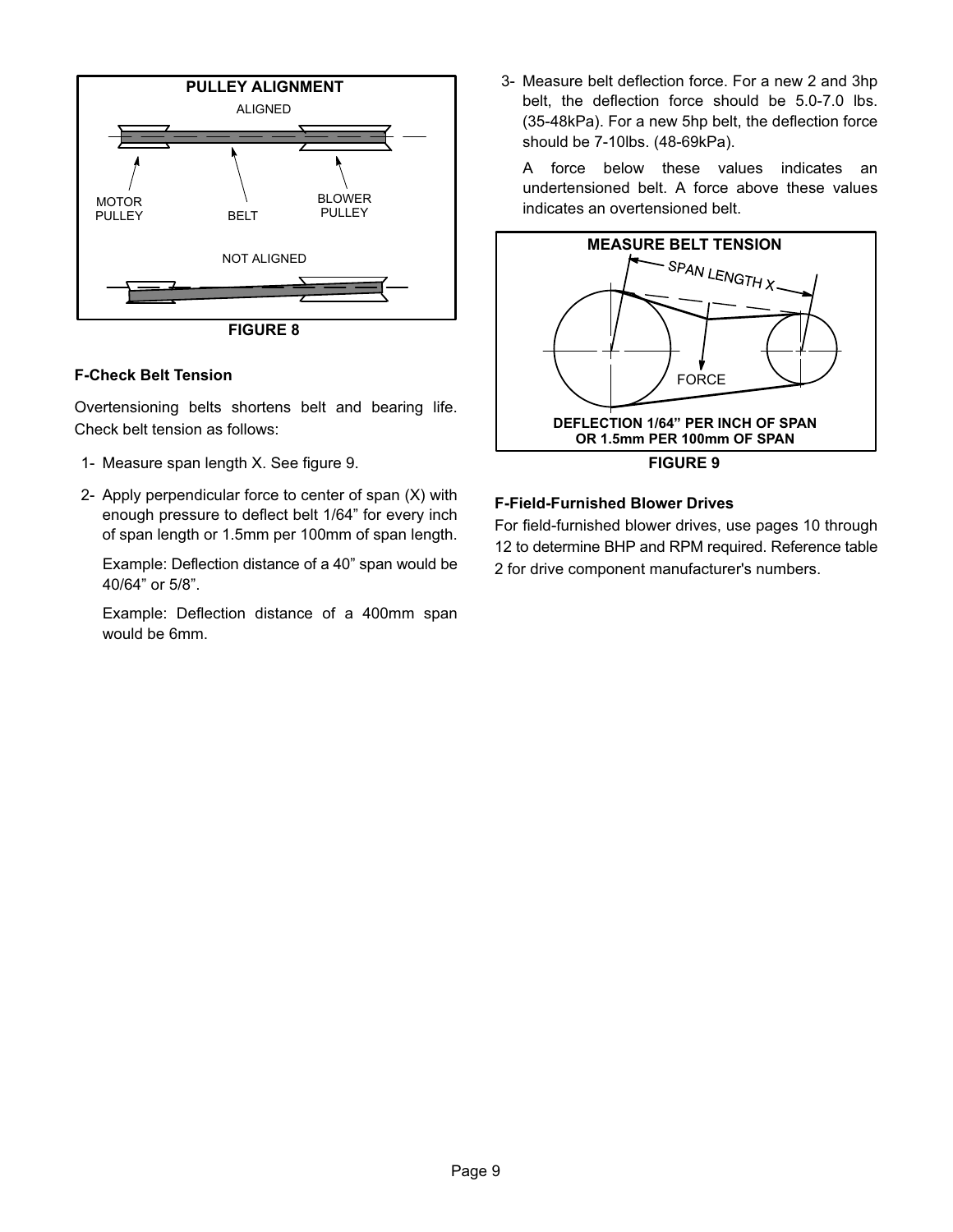**PULLEY ALIGNMENT**

ALIGNED

MOTOR PULLEY BELT BLOWER PULLEY

NOT ALIGNED

**FIGURE 8**

### F-Check Belt Tension

Overtensioning belts shortens belt and bearing life. Check belt tension as follows:

1- Measure span length X. See figure 9.

2- Apply perpendicular force to center of span (X) with enough pressure to deflect belt 1/64" for every inch of span length or 1.5mm per 100mm of span length.

   Example: Deflection distance of a 40" span would be 40/64" or 5/8".

   Example: Deflection distance of a 400mm span would be 6mm.

3- Measure belt deflection force. For a new 2 and 3hp belt, the deflection force should be 5.0-7.0 lbs. (35-48kPa). For a new 5hp belt, the deflection force should be 7-10lbs. (48-69kPa).

   A force below these values indicates an undertensioned belt. A force above these values indicates an overtensioned belt.

**MEASURE BELT TENSION**

SPAN LENGTH X

FORCE

**DEFLECTION 1/64" PER INCH OF SPAN OR 1.5mm PER 100mm OF SPAN**

**FIGURE 9**

### F-Field-Furnished Blower Drives

For field-furnished blower drives, use pages 10 through 12 to determine BHP and RPM required. Reference table 2 for drive component manufacturer's numbers.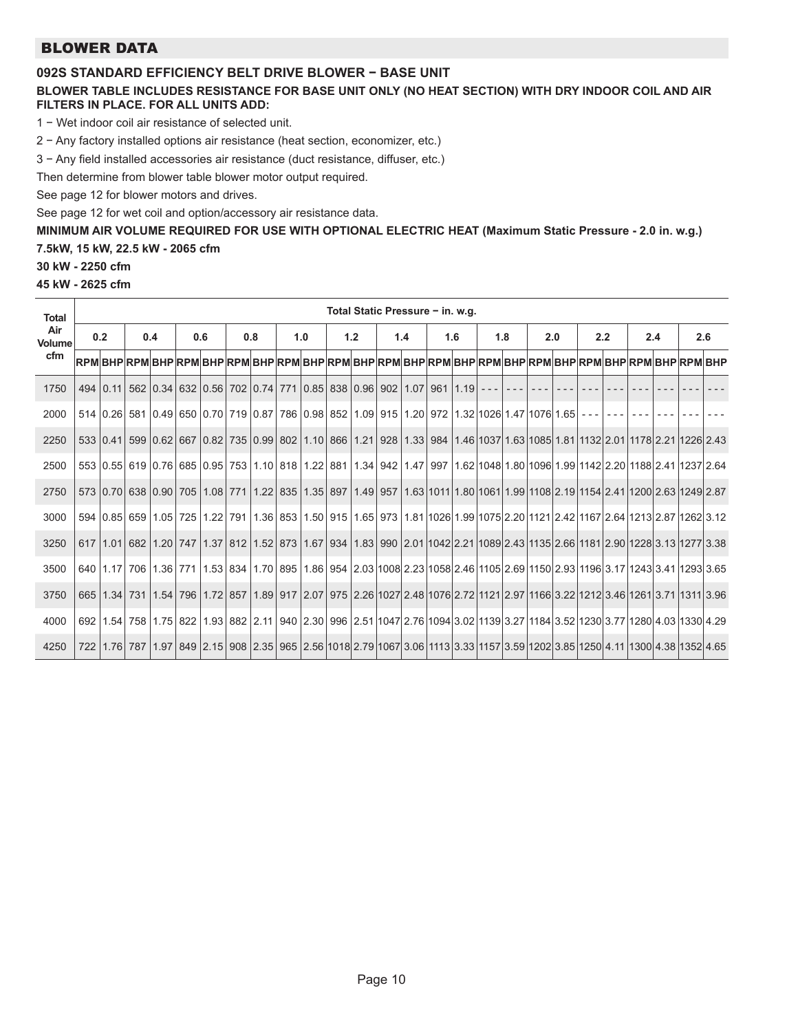## BLOWER DATA

### 092S STANDARD EFFICIENCY BELT DRIVE BLOWER − BASE UNIT

**BLOWER TABLE INCLUDES RESISTANCE FOR BASE UNIT ONLY (NO HEAT SECTION) WITH DRY INDOOR COIL AND AIR FILTERS IN PLACE. FOR ALL UNITS ADD:**

1 − Wet indoor coil air resistance of selected unit.

2 − Any factory installed options air resistance (heat section, economizer, etc.)

3 − Any field installed accessories air resistance (duct resistance, diffuser, etc.)

Then determine from blower table blower motor output required.

See page 12 for blower motors and drives.

See page 12 for wet coil and option/accessory air resistance data.

**MINIMUM AIR VOLUME REQUIRED FOR USE WITH OPTIONAL ELECTRIC HEAT (Maximum Static Pressure - 2.0 in. w.g.)**

**7.5kW, 15 kW, 22.5 kW - 2065 cfm**

**30 kW - 2250 cfm**

**45 kW - 2625 cfm**

| Total Air Volume cfm | Total Static Pressure − in. w.g. | | | | | | | | | | | | | | | | | | | | | | | | | |
|---|---|---|---|---|---|---|---|---|---|---|---|---|---|---|---|---|---|---|---|---|---|---|---|---|---|---|
| | 0.2 | | 0.4 | | 0.6 | | 0.8 | | 1.0 | | 1.2 | | 1.4 | | 1.6 | | 1.8 | | 2.0 | | 2.2 | | 2.4 | | 2.6 | |
| | RPM | BHP | RPM | BHP | RPM | BHP | RPM | BHP | RPM | BHP | RPM | BHP | RPM | BHP | RPM | BHP | RPM | BHP | RPM | BHP | RPM | BHP | RPM | BHP | RPM | BHP |
| 1750 | 494 | 0.11 | 562 | 0.34 | 632 | 0.56 | 702 | 0.74 | 771 | 0.85 | 838 | 0.96 | 902 | 1.07 | 961 | 1.19 | - - - | - - - | - - - | - - - | - - - | - - - | - - - | - - - | - - - | - - - |
| 2000 | 514 | 0.26 | 581 | 0.49 | 650 | 0.70 | 719 | 0.87 | 786 | 0.98 | 852 | 1.09 | 915 | 1.20 | 972 | 1.32 | 1026 | 1.47 | 1076 | 1.65 | - - - | - - - | - - - | - - - | - - - | - - - |
| 2250 | 533 | 0.41 | 599 | 0.62 | 667 | 0.82 | 735 | 0.99 | 802 | 1.10 | 866 | 1.21 | 928 | 1.33 | 984 | 1.46 | 1037 | 1.63 | 1085 | 1.81 | 1132 | 2.01 | 1178 | 2.21 | 1226 | 2.43 |
| 2500 | 553 | 0.55 | 619 | 0.76 | 685 | 0.95 | 753 | 1.10 | 818 | 1.22 | 881 | 1.34 | 942 | 1.47 | 997 | 1.62 | 1048 | 1.80 | 1096 | 1.99 | 1142 | 2.20 | 1188 | 2.41 | 1237 | 2.64 |
| 2750 | 573 | 0.70 | 638 | 0.90 | 705 | 1.08 | 771 | 1.22 | 835 | 1.35 | 897 | 1.49 | 957 | 1.63 | 1011 | 1.80 | 1061 | 1.99 | 1108 | 2.19 | 1154 | 2.41 | 1200 | 2.63 | 1249 | 2.87 |
| 3000 | 594 | 0.85 | 659 | 1.05 | 725 | 1.22 | 791 | 1.36 | 853 | 1.50 | 915 | 1.65 | 973 | 1.81 | 1026 | 1.99 | 1075 | 2.20 | 1121 | 2.42 | 1167 | 2.64 | 1213 | 2.87 | 1262 | 3.12 |
| 3250 | 617 | 1.01 | 682 | 1.20 | 747 | 1.37 | 812 | 1.52 | 873 | 1.67 | 934 | 1.83 | 990 | 2.01 | 1042 | 2.21 | 1089 | 2.43 | 1135 | 2.66 | 1181 | 2.90 | 1228 | 3.13 | 1277 | 3.38 |
| 3500 | 640 | 1.17 | 706 | 1.36 | 771 | 1.53 | 834 | 1.70 | 895 | 1.86 | 954 | 2.03 | 1008 | 2.23 | 1058 | 2.46 | 1105 | 2.69 | 1150 | 2.93 | 1196 | 3.17 | 1243 | 3.41 | 1293 | 3.65 |
| 3750 | 665 | 1.34 | 731 | 1.54 | 796 | 1.72 | 857 | 1.89 | 917 | 2.07 | 975 | 2.26 | 1027 | 2.48 | 1076 | 2.72 | 1121 | 2.97 | 1166 | 3.22 | 1212 | 3.46 | 1261 | 3.71 | 1311 | 3.96 |
| 4000 | 692 | 1.54 | 758 | 1.75 | 822 | 1.93 | 882 | 2.11 | 940 | 2.30 | 996 | 2.51 | 1047 | 2.76 | 1094 | 3.02 | 1139 | 3.27 | 1184 | 3.52 | 1230 | 3.77 | 1280 | 4.03 | 1330 | 4.29 |
| 4250 | 722 | 1.76 | 787 | 1.97 | 849 | 2.15 | 908 | 2.35 | 965 | 2.56 | 1018 | 2.79 | 1067 | 3.06 | 1113 | 3.33 | 1157 | 3.59 | 1202 | 3.85 | 1250 | 4.11 | 1300 | 4.38 | 1352 | 4.65 |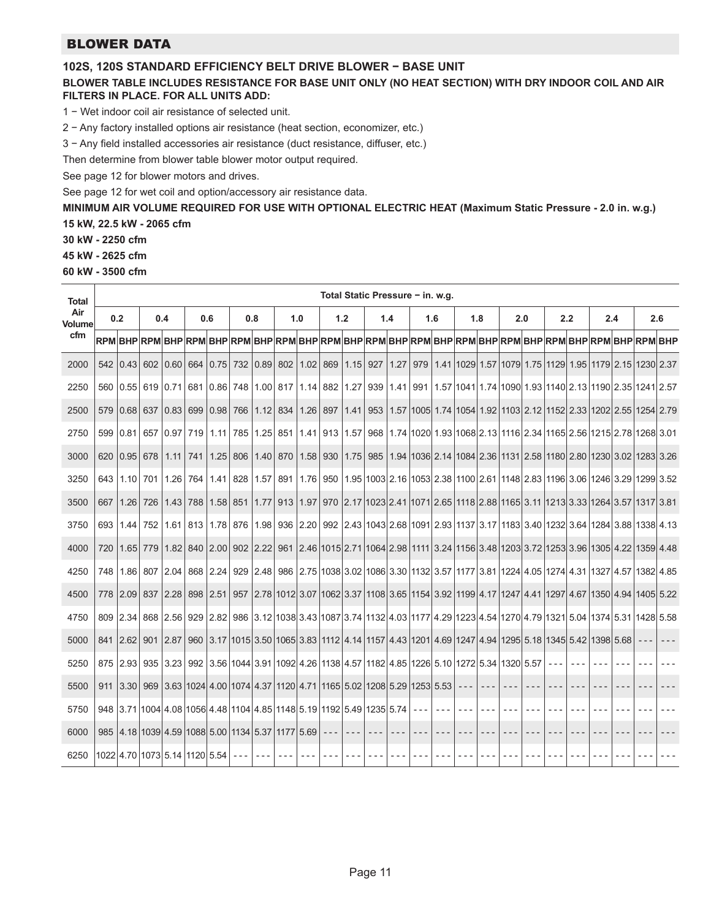## BLOWER DATA

### 102S, 120S STANDARD EFFICIENCY BELT DRIVE BLOWER − BASE UNIT

**BLOWER TABLE INCLUDES RESISTANCE FOR BASE UNIT ONLY (NO HEAT SECTION) WITH DRY INDOOR COIL AND AIR FILTERS IN PLACE. FOR ALL UNITS ADD:**

1 − Wet indoor coil air resistance of selected unit.

2 − Any factory installed options air resistance (heat section, economizer, etc.)

3 − Any field installed accessories air resistance (duct resistance, diffuser, etc.)

Then determine from blower table blower motor output required.

See page 12 for blower motors and drives.

See page 12 for wet coil and option/accessory air resistance data.

**MINIMUM AIR VOLUME REQUIRED FOR USE WITH OPTIONAL ELECTRIC HEAT (Maximum Static Pressure - 2.0 in. w.g.)**

**15 kW, 22.5 kW - 2065 cfm**

**30 kW - 2250 cfm**

**45 kW - 2625 cfm**

**60 kW - 3500 cfm**

| Total Air Volume cfm | Total Static Pressure − in. w.g. | | | | | | | | | | | | | | | | | | | | | | | | | |
|---|---|---|---|---|---|---|---|---|---|---|---|---|---|---|---|---|---|---|---|---|---|---|---|---|---|---|
| | 0.2 | | 0.4 | | 0.6 | | 0.8 | | 1.0 | | 1.2 | | 1.4 | | 1.6 | | 1.8 | | 2.0 | | 2.2 | | 2.4 | | 2.6 | |
| | RPM | BHP | RPM | BHP | RPM | BHP | RPM | BHP | RPM | BHP | RPM | BHP | RPM | BHP | RPM | BHP | RPM | BHP | RPM | BHP | RPM | BHP | RPM | BHP | RPM | BHP |
| 2000 | 542 | 0.43 | 602 | 0.60 | 664 | 0.75 | 732 | 0.89 | 802 | 1.02 | 869 | 1.15 | 927 | 1.27 | 979 | 1.41 | 1029 | 1.57 | 1079 | 1.75 | 1129 | 1.95 | 1179 | 2.15 | 1230 | 2.37 |
| 2250 | 560 | 0.55 | 619 | 0.71 | 681 | 0.86 | 748 | 1.00 | 817 | 1.14 | 882 | 1.27 | 939 | 1.41 | 991 | 1.57 | 1041 | 1.74 | 1090 | 1.93 | 1140 | 2.13 | 1190 | 2.35 | 1241 | 2.57 |
| 2500 | 579 | 0.68 | 637 | 0.83 | 699 | 0.98 | 766 | 1.12 | 834 | 1.26 | 897 | 1.41 | 953 | 1.57 | 1005 | 1.74 | 1054 | 1.92 | 1103 | 2.12 | 1152 | 2.33 | 1202 | 2.55 | 1254 | 2.79 |
| 2750 | 599 | 0.81 | 657 | 0.97 | 719 | 1.11 | 785 | 1.25 | 851 | 1.41 | 913 | 1.57 | 968 | 1.74 | 1020 | 1.93 | 1068 | 2.13 | 1116 | 2.34 | 1165 | 2.56 | 1215 | 2.78 | 1268 | 3.01 |
| 3000 | 620 | 0.95 | 678 | 1.11 | 741 | 1.25 | 806 | 1.40 | 870 | 1.58 | 930 | 1.75 | 985 | 1.94 | 1036 | 2.14 | 1084 | 2.36 | 1131 | 2.58 | 1180 | 2.80 | 1230 | 3.02 | 1283 | 3.26 |
| 3250 | 643 | 1.10 | 701 | 1.26 | 764 | 1.41 | 828 | 1.57 | 891 | 1.76 | 950 | 1.95 | 1003 | 2.16 | 1053 | 2.38 | 1100 | 2.61 | 1148 | 2.83 | 1196 | 3.06 | 1246 | 3.29 | 1299 | 3.52 |
| 3500 | 667 | 1.26 | 726 | 1.43 | 788 | 1.58 | 851 | 1.77 | 913 | 1.97 | 970 | 2.17 | 1023 | 2.41 | 1071 | 2.65 | 1118 | 2.88 | 1165 | 3.11 | 1213 | 3.33 | 1264 | 3.57 | 1317 | 3.81 |
| 3750 | 693 | 1.44 | 752 | 1.61 | 813 | 1.78 | 876 | 1.98 | 936 | 2.20 | 992 | 2.43 | 1043 | 2.68 | 1091 | 2.93 | 1137 | 3.17 | 1183 | 3.40 | 1232 | 3.64 | 1284 | 3.88 | 1338 | 4.13 |
| 4000 | 720 | 1.65 | 779 | 1.82 | 840 | 2.00 | 902 | 2.22 | 961 | 2.46 | 1015 | 2.71 | 1064 | 2.98 | 1111 | 3.24 | 1156 | 3.48 | 1203 | 3.72 | 1253 | 3.96 | 1305 | 4.22 | 1359 | 4.48 |
| 4250 | 748 | 1.86 | 807 | 2.04 | 868 | 2.24 | 929 | 2.48 | 986 | 2.75 | 1038 | 3.02 | 1086 | 3.30 | 1132 | 3.57 | 1177 | 3.81 | 1224 | 4.05 | 1274 | 4.31 | 1327 | 4.57 | 1382 | 4.85 |
| 4500 | 778 | 2.09 | 837 | 2.28 | 898 | 2.51 | 957 | 2.78 | 1012 | 3.07 | 1062 | 3.37 | 1108 | 3.65 | 1154 | 3.92 | 1199 | 4.17 | 1247 | 4.41 | 1297 | 4.67 | 1350 | 4.94 | 1405 | 5.22 |
| 4750 | 809 | 2.34 | 868 | 2.56 | 929 | 2.82 | 986 | 3.12 | 1038 | 3.43 | 1087 | 3.74 | 1132 | 4.03 | 1177 | 4.29 | 1223 | 4.54 | 1270 | 4.79 | 1321 | 5.04 | 1374 | 5.31 | 1428 | 5.58 |
| 5000 | 841 | 2.62 | 901 | 2.87 | 960 | 3.17 | 1015 | 3.50 | 1065 | 3.83 | 1112 | 4.14 | 1157 | 4.43 | 1201 | 4.69 | 1247 | 4.94 | 1295 | 5.18 | 1345 | 5.42 | 1398 | 5.68 | --- | --- |
| 5250 | 875 | 2.93 | 935 | 3.23 | 992 | 3.56 | 1044 | 3.91 | 1092 | 4.26 | 1138 | 4.57 | 1182 | 4.85 | 1226 | 5.10 | 1272 | 5.34 | 1320 | 5.57 | --- | --- | --- | --- | --- | --- |
| 5500 | 911 | 3.30 | 969 | 3.63 | 1024 | 4.00 | 1074 | 4.37 | 1120 | 4.71 | 1165 | 5.02 | 1208 | 5.29 | 1253 | 5.53 | --- | --- | --- | --- | --- | --- | --- | --- | --- | --- |
| 5750 | 948 | 3.71 | 1004 | 4.08 | 1056 | 4.48 | 1104 | 4.85 | 1148 | 5.19 | 1192 | 5.49 | 1235 | 5.74 | --- | --- | --- | --- | --- | --- | --- | --- | --- | --- | --- | --- |
| 6000 | 985 | 4.18 | 1039 | 4.59 | 1088 | 5.00 | 1134 | 5.37 | 1177 | 5.69 | --- | --- | --- | --- | --- | --- | --- | --- | --- | --- | --- | --- | --- | --- | --- | --- |
| 6250 | 1022 | 4.70 | 1073 | 5.14 | 1120 | 5.54 | --- | --- | --- | --- | --- | --- | --- | --- | --- | --- | --- | --- | --- | --- | --- | --- | --- | --- | --- | --- |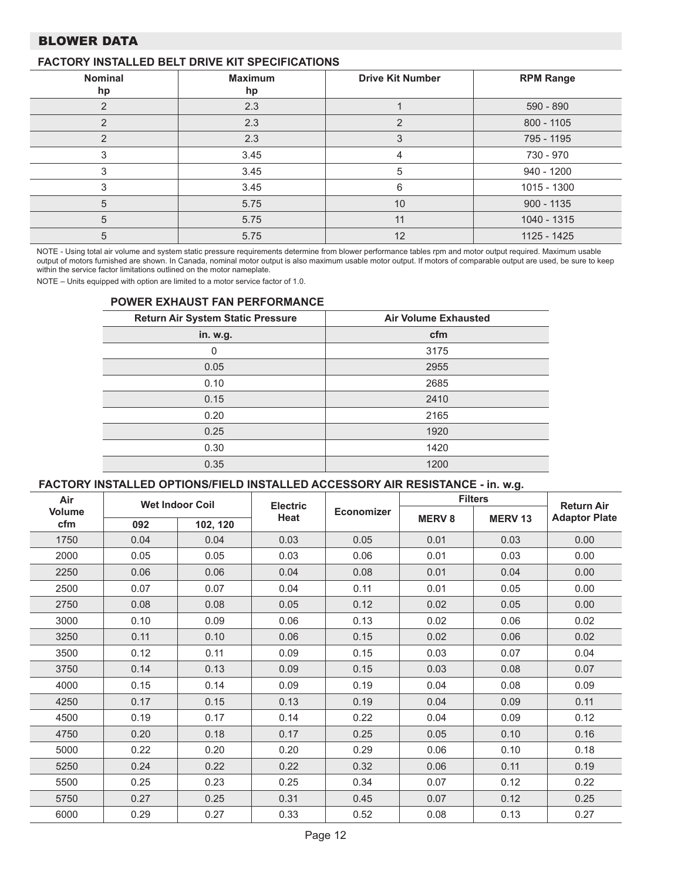## BLOWER DATA

### FACTORY INSTALLED BELT DRIVE KIT SPECIFICATIONS

| Nominal hp | Maximum hp | Drive Kit Number | RPM Range |
|---|---|---|---|
| 2 | 2.3 | 1 | 590 - 890 |
| 2 | 2.3 | 2 | 800 - 1105 |
| 2 | 2.3 | 3 | 795 - 1195 |
| 3 | 3.45 | 4 | 730 - 970 |
| 3 | 3.45 | 5 | 940 - 1200 |
| 3 | 3.45 | 6 | 1015 - 1300 |
| 5 | 5.75 | 10 | 900 - 1135 |
| 5 | 5.75 | 11 | 1040 - 1315 |
| 5 | 5.75 | 12 | 1125 - 1425 |

NOTE - Using total air volume and system static pressure requirements determine from blower performance tables rpm and motor output required. Maximum usable output of motors furnished are shown. In Canada, nominal motor output is also maximum usable motor output. If motors of comparable output are used, be sure to keep within the service factor limitations outlined on the motor nameplate.

NOTE – Units equipped with option are limited to a motor service factor of 1.0.

### POWER EXHAUST FAN PERFORMANCE

| Return Air System Static Pressure | Air Volume Exhausted |
|---|---|
| in. w.g. | cfm |
| 0 | 3175 |
| 0.05 | 2955 |
| 0.10 | 2685 |
| 0.15 | 2410 |
| 0.20 | 2165 |
| 0.25 | 1920 |
| 0.30 | 1420 |
| 0.35 | 1200 |

### FACTORY INSTALLED OPTIONS/FIELD INSTALLED ACCESSORY AIR RESISTANCE - in. w.g.

| Air Volume cfm | Wet Indoor Coil | | Electric Heat | Economizer | Filters | | Return Air Adaptor Plate |
|---|---|---|---|---|---|---|---|
| | 092 | 102, 120 | | | MERV 8 | MERV 13 | |
| 1750 | 0.04 | 0.04 | 0.03 | 0.05 | 0.01 | 0.03 | 0.00 |
| 2000 | 0.05 | 0.05 | 0.03 | 0.06 | 0.01 | 0.03 | 0.00 |
| 2250 | 0.06 | 0.06 | 0.04 | 0.08 | 0.01 | 0.04 | 0.00 |
| 2500 | 0.07 | 0.07 | 0.04 | 0.11 | 0.01 | 0.05 | 0.00 |
| 2750 | 0.08 | 0.08 | 0.05 | 0.12 | 0.02 | 0.05 | 0.00 |
| 3000 | 0.10 | 0.09 | 0.06 | 0.13 | 0.02 | 0.06 | 0.02 |
| 3250 | 0.11 | 0.10 | 0.06 | 0.15 | 0.02 | 0.06 | 0.02 |
| 3500 | 0.12 | 0.11 | 0.09 | 0.15 | 0.03 | 0.07 | 0.04 |
| 3750 | 0.14 | 0.13 | 0.09 | 0.15 | 0.03 | 0.08 | 0.07 |
| 4000 | 0.15 | 0.14 | 0.09 | 0.19 | 0.04 | 0.08 | 0.09 |
| 4250 | 0.17 | 0.15 | 0.13 | 0.19 | 0.04 | 0.09 | 0.11 |
| 4500 | 0.19 | 0.17 | 0.14 | 0.22 | 0.04 | 0.09 | 0.12 |
| 4750 | 0.20 | 0.18 | 0.17 | 0.25 | 0.05 | 0.10 | 0.16 |
| 5000 | 0.22 | 0.20 | 0.20 | 0.29 | 0.06 | 0.10 | 0.18 |
| 5250 | 0.24 | 0.22 | 0.22 | 0.32 | 0.06 | 0.11 | 0.19 |
| 5500 | 0.25 | 0.23 | 0.25 | 0.34 | 0.07 | 0.12 | 0.22 |
| 5750 | 0.27 | 0.25 | 0.31 | 0.45 | 0.07 | 0.12 | 0.25 |
| 6000 | 0.29 | 0.27 | 0.33 | 0.52 | 0.08 | 0.13 | 0.27 |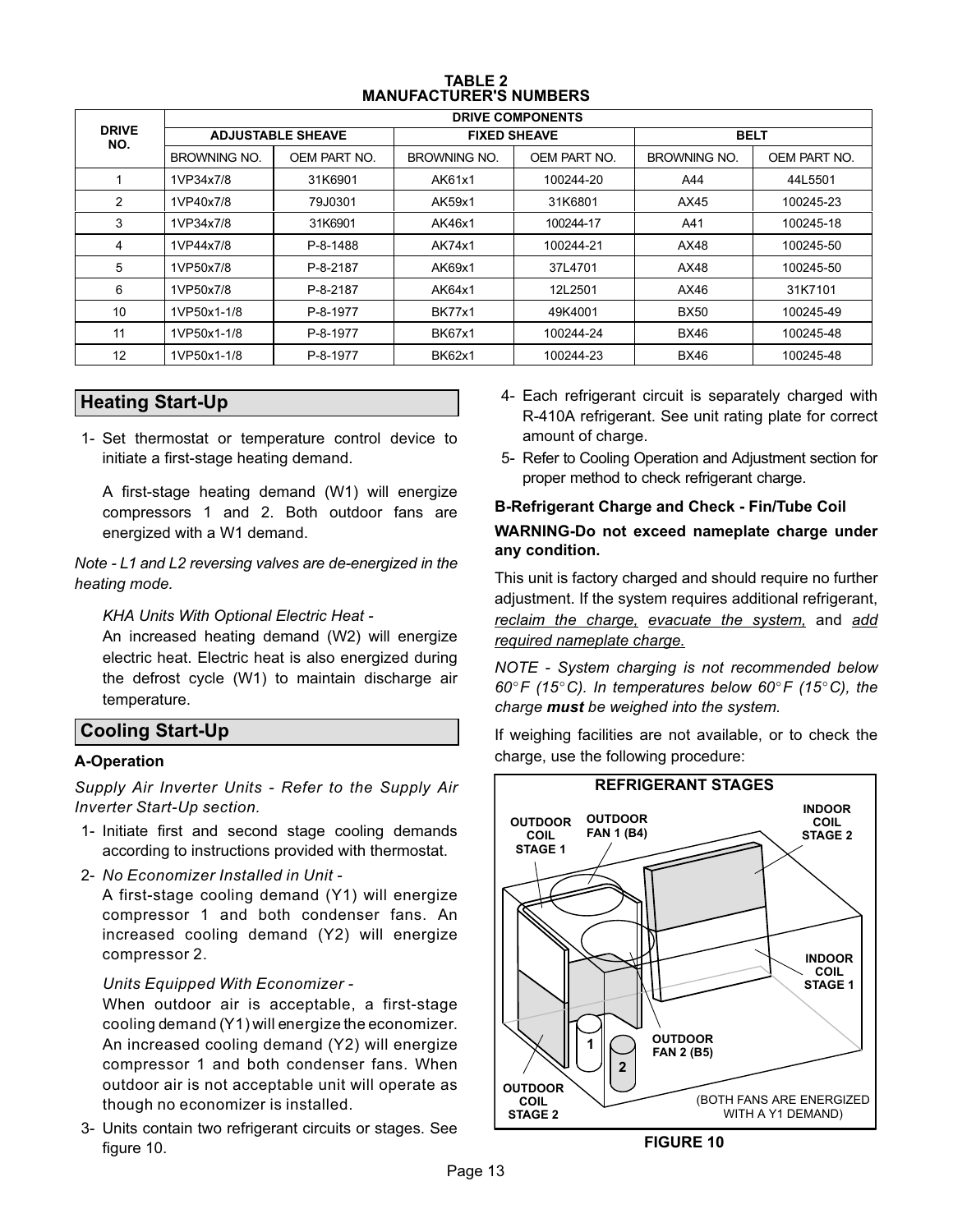**TABLE 2**
**MANUFACTURER'S NUMBERS**

| DRIVE NO. | DRIVE COMPONENTS | | | | | |
|---|---|---|---|---|---|---|
| | ADJUSTABLE SHEAVE | | FIXED SHEAVE | | BELT | |
| | BROWNING NO. | OEM PART NO. | BROWNING NO. | OEM PART NO. | BROWNING NO. | OEM PART NO. |
| 1 | 1VP34x7/8 | 31K6901 | AK61x1 | 100244-20 | A44 | 44L5501 |
| 2 | 1VP40x7/8 | 79J0301 | AK59x1 | 31K6801 | AX45 | 100245-23 |
| 3 | 1VP34x7/8 | 31K6901 | AK46x1 | 100244-17 | A41 | 100245-18 |
| 4 | 1VP44x7/8 | P-8-1488 | AK74x1 | 100244-21 | AX48 | 100245-50 |
| 5 | 1VP50x7/8 | P-8-2187 | AK69x1 | 37L4701 | AX48 | 100245-50 |
| 6 | 1VP50x7/8 | P-8-2187 | AK64x1 | 12L2501 | AX46 | 31K7101 |
| 10 | 1VP50x1-1/8 | P-8-1977 | BK77x1 | 49K4001 | BX50 | 100245-49 |
| 11 | 1VP50x1-1/8 | P-8-1977 | BK67x1 | 100244-24 | BX46 | 100245-48 |
| 12 | 1VP50x1-1/8 | P-8-1977 | BK62x1 | 100244-23 | BX46 | 100245-48 |

## Heating Start-Up

1- Set thermostat or temperature control device to initiate a first-stage heating demand.

   A first-stage heating demand (W1) will energize compressors 1 and 2. Both outdoor fans are energized with a W1 demand.

*Note - L1 and L2 reversing valves are de-energized in the heating mode.*

*KHA Units With Optional Electric Heat -*
An increased heating demand (W2) will energize electric heat. Electric heat is also energized during the defrost cycle (W1) to maintain discharge air temperature.

## Cooling Start-Up

**A-Operation**

*Supply Air Inverter Units - Refer to the Supply Air Inverter Start-Up section.*

1- Initiate first and second stage cooling demands according to instructions provided with thermostat.

2- *No Economizer Installed in Unit -*
   A first-stage cooling demand (Y1) will energize compressor 1 and both condenser fans. An increased cooling demand (Y2) will energize compressor 2.

   *Units Equipped With Economizer -*
   When outdoor air is acceptable, a first-stage cooling demand (Y1) will energize the economizer. An increased cooling demand (Y2) will energize compressor 1 and both condenser fans. When outdoor air is not acceptable unit will operate as though no economizer is installed.

3- Units contain two refrigerant circuits or stages. See figure 10.

4- Each refrigerant circuit is separately charged with R-410A refrigerant. See unit rating plate for correct amount of charge.

5- Refer to Cooling Operation and Adjustment section for proper method to check refrigerant charge.

**B-Refrigerant Charge and Check - Fin/Tube Coil**

**WARNING-Do not exceed nameplate charge under any condition.**

This unit is factory charged and should require no further adjustment. If the system requires additional refrigerant, reclaim the charge, evacuate the system, and add required nameplate charge.

*NOTE - System charging is not recommended below 60°F (15°C). In temperatures below 60°F (15°C), the charge **must** be weighed into the system.*

If weighing facilities are not available, or to check the charge, use the following procedure:

REFRIGERANT STAGES

OUTDOOR COIL STAGE 1 · OUTDOOR FAN 1 (B4) · INDOOR COIL STAGE 2 · INDOOR COIL STAGE 1 · OUTDOOR FAN 2 (B5) · OUTDOOR COIL STAGE 2 · 1 · 2

(BOTH FANS ARE ENERGIZED WITH A Y1 DEMAND)

**FIGURE 10**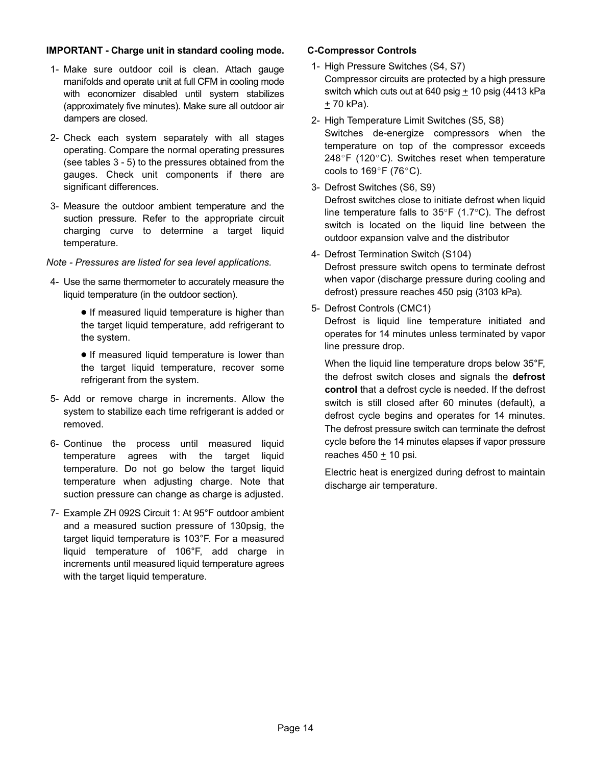**IMPORTANT - Charge unit in standard cooling mode.**

1- Make sure outdoor coil is clean. Attach gauge manifolds and operate unit at full CFM in cooling mode with economizer disabled until system stabilizes (approximately five minutes). Make sure all outdoor air dampers are closed.

2- Check each system separately with all stages operating. Compare the normal operating pressures (see tables 3 - 5) to the pressures obtained from the gauges. Check unit components if there are significant differences.

3- Measure the outdoor ambient temperature and the suction pressure. Refer to the appropriate circuit charging curve to determine a target liquid temperature.

*Note - Pressures are listed for sea level applications.*

4- Use the same thermometer to accurately measure the liquid temperature (in the outdoor section).

   - If measured liquid temperature is higher than the target liquid temperature, add refrigerant to the system.
   - If measured liquid temperature is lower than the target liquid temperature, recover some refrigerant from the system.

5- Add or remove charge in increments. Allow the system to stabilize each time refrigerant is added or removed.

6- Continue the process until measured liquid temperature agrees with the target liquid temperature. Do not go below the target liquid temperature when adjusting charge. Note that suction pressure can change as charge is adjusted.

7- Example ZH 092S Circuit 1: At 95°F outdoor ambient and a measured suction pressure of 130psig, the target liquid temperature is 103°F. For a measured liquid temperature of 106°F, add charge in increments until measured liquid temperature agrees with the target liquid temperature.

**C-Compressor Controls**

1- High Pressure Switches (S4, S7)
Compressor circuits are protected by a high pressure switch which cuts out at 640 psig ± 10 psig (4413 kPa ± 70 kPa).

2- High Temperature Limit Switches (S5, S8)
Switches de-energize compressors when the temperature on top of the compressor exceeds 248°F (120°C). Switches reset when temperature cools to 169°F (76°C).

3- Defrost Switches (S6, S9)
Defrost switches close to initiate defrost when liquid line temperature falls to 35°F (1.7°C). The defrost switch is located on the liquid line between the outdoor expansion valve and the distributor

4- Defrost Termination Switch (S104)
Defrost pressure switch opens to terminate defrost when vapor (discharge pressure during cooling and defrost) pressure reaches 450 psig (3103 kPa).

5- Defrost Controls (CMC1)
Defrost is liquid line temperature initiated and operates for 14 minutes unless terminated by vapor line pressure drop.

When the liquid line temperature drops below 35°F, the defrost switch closes and signals the **defrost control** that a defrost cycle is needed. If the defrost switch is still closed after 60 minutes (default), a defrost cycle begins and operates for 14 minutes. The defrost pressure switch can terminate the defrost cycle before the 14 minutes elapses if vapor pressure reaches 450 ± 10 psi.

Electric heat is energized during defrost to maintain discharge air temperature.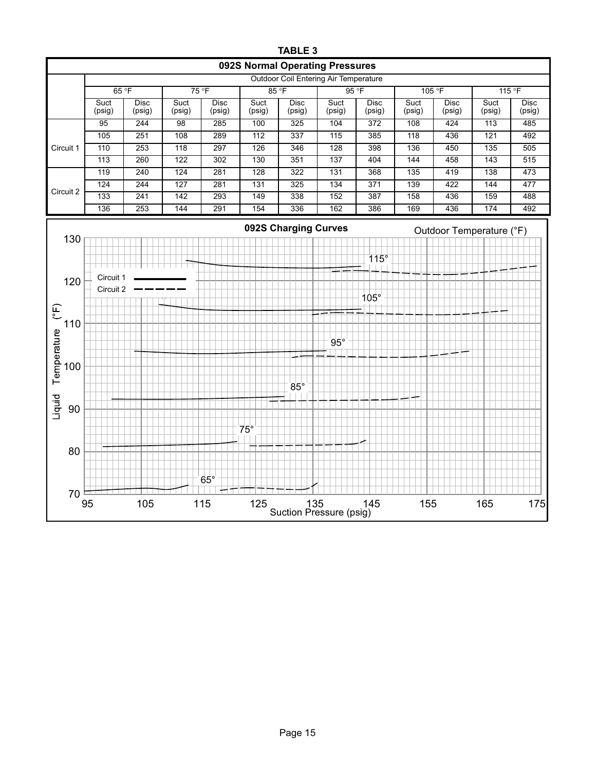**TABLE 3**

| 092S Normal Operating Pressures | | | | | | | | | | | | |
|---|---|---|---|---|---|---|---|---|---|---|---|---|
| | Outdoor Coil Entering Air Temperature | | | | | | | | | | | |
| | 65 °F | | 75 °F | | 85 °F | | 95 °F | | 105 °F | | 115 °F | |
| | Suct (psig) | Disc (psig) | Suct (psig) | Disc (psig) | Suct (psig) | Disc (psig) | Suct (psig) | Disc (psig) | Suct (psig) | Disc (psig) | Suct (psig) | Disc (psig) |
| Circuit 1 | 95 | 244 | 98 | 285 | 100 | 325 | 104 | 372 | 108 | 424 | 113 | 485 |
| | 105 | 251 | 108 | 289 | 112 | 337 | 115 | 385 | 118 | 436 | 121 | 492 |
| | 110 | 253 | 118 | 297 | 126 | 346 | 128 | 398 | 136 | 450 | 135 | 505 |
| | 113 | 260 | 122 | 302 | 130 | 351 | 137 | 404 | 144 | 458 | 143 | 515 |
| Circuit 2 | 119 | 240 | 124 | 281 | 128 | 322 | 131 | 368 | 135 | 419 | 138 | 473 |
| | 124 | 244 | 127 | 281 | 131 | 325 | 134 | 371 | 139 | 422 | 144 | 477 |
| | 133 | 241 | 142 | 293 | 149 | 338 | 152 | 387 | 158 | 436 | 159 | 488 |
| | 136 | 253 | 144 | 291 | 154 | 336 | 162 | 386 | 169 | 436 | 174 | 492 |

**092S Charging Curves**

Outdoor Temperature (°F): 65°, 75°, 85°, 95°, 105°, 115°

Circuit 1 (solid line), Circuit 2 (dashed line)

Liquid Temperature (°F) vs. Suction Pressure (psig)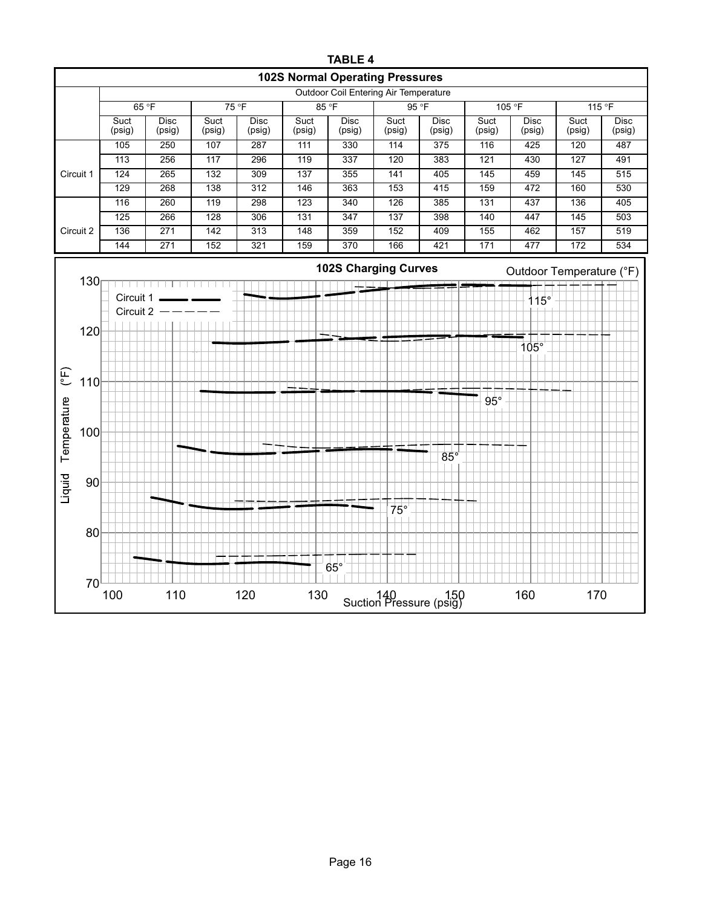**TABLE 4**

**102S Normal Operating Pressures**

| | Outdoor Coil Entering Air Temperature | | | | | | | | | | | |
|---|---|---|---|---|---|---|---|---|---|---|---|---|
| | 65 °F | | 75 °F | | 85 °F | | 95 °F | | 105 °F | | 115 °F | |
| | Suct (psig) | Disc (psig) | Suct (psig) | Disc (psig) | Suct (psig) | Disc (psig) | Suct (psig) | Disc (psig) | Suct (psig) | Disc (psig) | Suct (psig) | Disc (psig) |
| Circuit 1 | 105 | 250 | 107 | 287 | 111 | 330 | 114 | 375 | 116 | 425 | 120 | 487 |
| | 113 | 256 | 117 | 296 | 119 | 337 | 120 | 383 | 121 | 430 | 127 | 491 |
| | 124 | 265 | 132 | 309 | 137 | 355 | 141 | 405 | 145 | 459 | 145 | 515 |
| | 129 | 268 | 138 | 312 | 146 | 363 | 153 | 415 | 159 | 472 | 160 | 530 |
| Circuit 2 | 116 | 260 | 119 | 298 | 123 | 340 | 126 | 385 | 131 | 437 | 136 | 405 |
| | 125 | 266 | 128 | 306 | 131 | 347 | 137 | 398 | 140 | 447 | 145 | 503 |
| | 136 | 271 | 142 | 313 | 148 | 359 | 152 | 409 | 155 | 462 | 157 | 519 |
| | 144 | 271 | 152 | 321 | 159 | 370 | 166 | 421 | 171 | 477 | 172 | 534 |

**102S Charging Curves**

Outdoor Temperature (°F)

Circuit 1 ▬ ▬ ▬
Circuit 2 — — — — —

115°
105°
95°
85°
75°
65°

Liquid Temperature (°F): 70, 80, 90, 100, 110, 120, 130

Suction Pressure (psig): 100, 110, 120, 130, 140, 150, 160, 170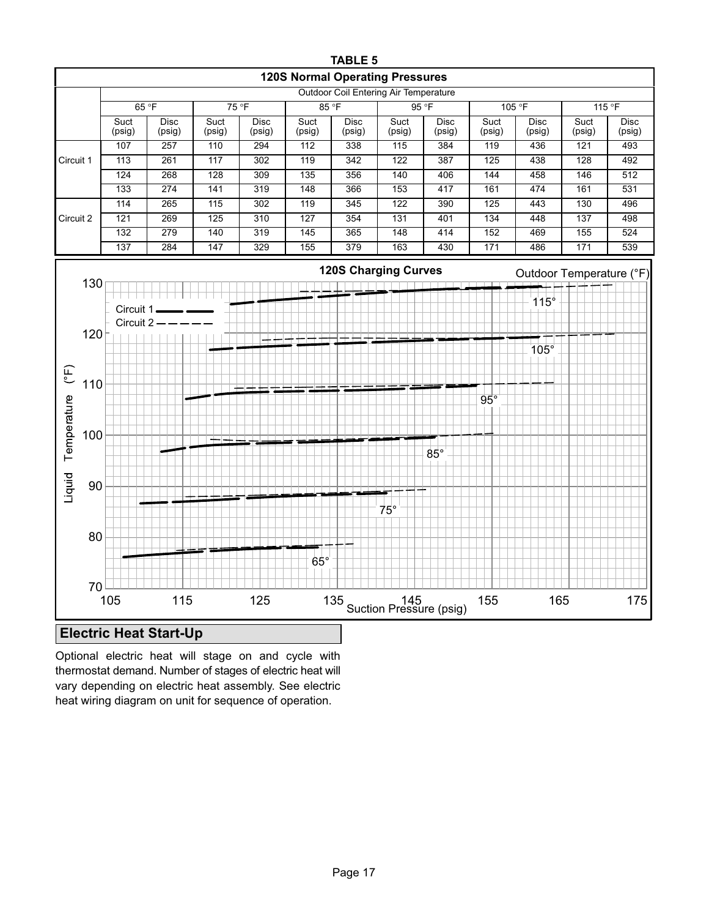**TABLE 5**

**120S Normal Operating Pressures**

| | Outdoor Coil Entering Air Temperature | | | | | | | | | | | |
|---|---|---|---|---|---|---|---|---|---|---|---|---|
| | 65 °F | | 75 °F | | 85 °F | | 95 °F | | 105 °F | | 115 °F | |
| | Suct (psig) | Disc (psig) | Suct (psig) | Disc (psig) | Suct (psig) | Disc (psig) | Suct (psig) | Disc (psig) | Suct (psig) | Disc (psig) | Suct (psig) | Disc (psig) |
| Circuit 1 | 107 | 257 | 110 | 294 | 112 | 338 | 115 | 384 | 119 | 436 | 121 | 493 |
| | 113 | 261 | 117 | 302 | 119 | 342 | 122 | 387 | 125 | 438 | 128 | 492 |
| | 124 | 268 | 128 | 309 | 135 | 356 | 140 | 406 | 144 | 458 | 146 | 512 |
| | 133 | 274 | 141 | 319 | 148 | 366 | 153 | 417 | 161 | 474 | 161 | 531 |
| Circuit 2 | 114 | 265 | 115 | 302 | 119 | 345 | 122 | 390 | 125 | 443 | 130 | 496 |
| | 121 | 269 | 125 | 310 | 127 | 354 | 131 | 401 | 134 | 448 | 137 | 498 |
| | 132 | 279 | 140 | 319 | 145 | 365 | 148 | 414 | 152 | 469 | 155 | 524 |
| | 137 | 284 | 147 | 329 | 155 | 379 | 163 | 430 | 171 | 486 | 171 | 539 |

**120S Charging Curves**

## Electric Heat Start-Up

Optional electric heat will stage on and cycle with thermostat demand. Number of stages of electric heat will vary depending on electric heat assembly. See electric heat wiring diagram on unit for sequence of operation.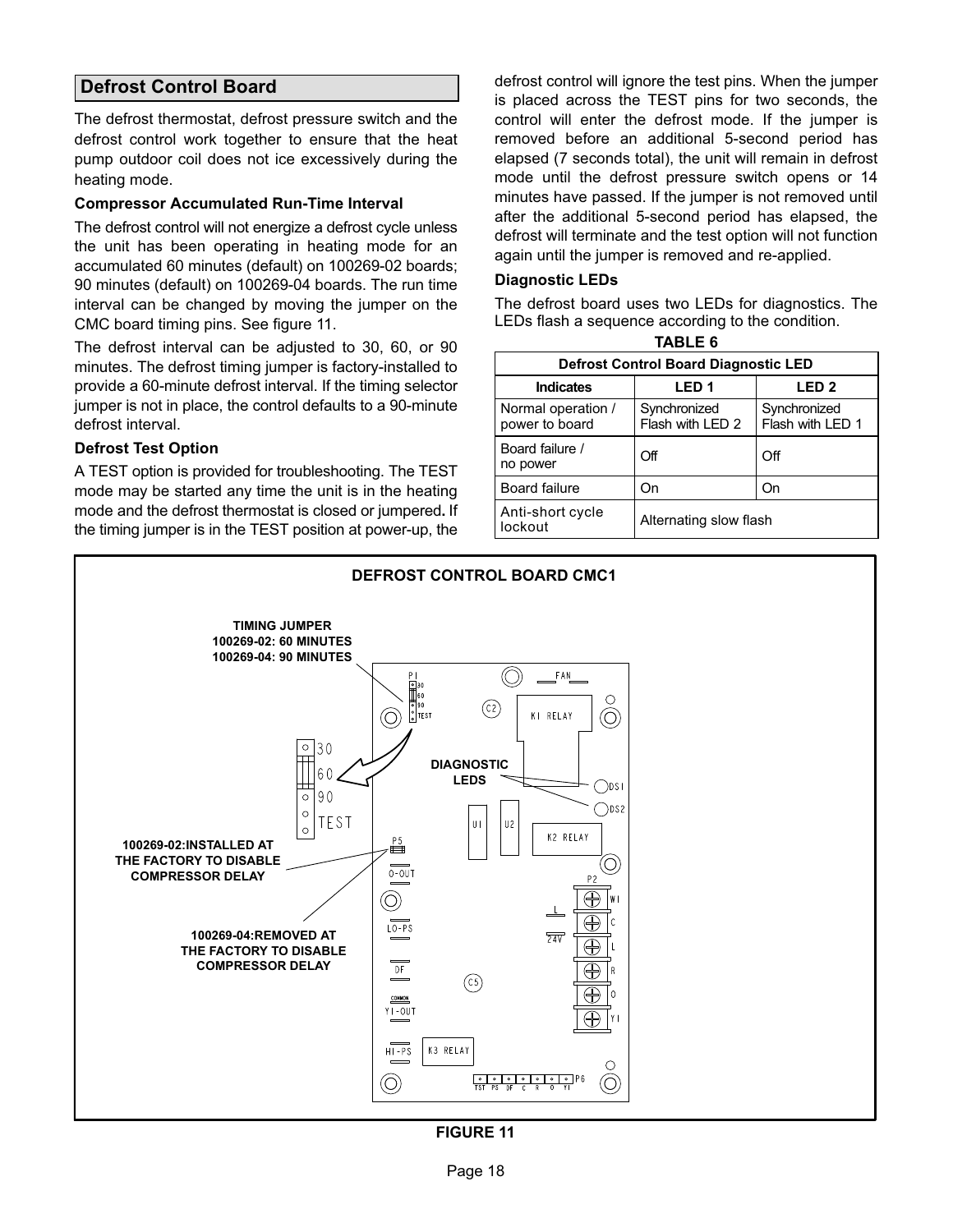## Defrost Control Board

The defrost thermostat, defrost pressure switch and the defrost control work together to ensure that the heat pump outdoor coil does not ice excessively during the heating mode.

### Compressor Accumulated Run-Time Interval

The defrost control will not energize a defrost cycle unless the unit has been operating in heating mode for an accumulated 60 minutes (default) on 100269-02 boards; 90 minutes (default) on 100269-04 boards. The run time interval can be changed by moving the jumper on the CMC board timing pins. See figure 11.

The defrost interval can be adjusted to 30, 60, or 90 minutes. The defrost timing jumper is factory-installed to provide a 60-minute defrost interval. If the timing selector jumper is not in place, the control defaults to a 90-minute defrost interval.

### Defrost Test Option

A TEST option is provided for troubleshooting. The TEST mode may be started any time the unit is in the heating mode and the defrost thermostat is closed or jumpered**.** If the timing jumper is in the TEST position at power-up, the defrost control will ignore the test pins. When the jumper is placed across the TEST pins for two seconds, the control will enter the defrost mode. If the jumper is removed before an additional 5-second period has elapsed (7 seconds total), the unit will remain in defrost mode until the defrost pressure switch opens or 14 minutes have passed. If the jumper is not removed until after the additional 5-second period has elapsed, the defrost will terminate and the test option will not function again until the jumper is removed and re-applied.

### Diagnostic LEDs

The defrost board uses two LEDs for diagnostics. The LEDs flash a sequence according to the condition.

**TABLE 6**

| Defrost Control Board Diagnostic LED | | |
|---|---|---|
| **Indicates** | **LED 1** | **LED 2** |
| Normal operation / power to board | Synchronized Flash with LED 2 | Synchronized Flash with LED 1 |
| Board failure / no power | Off | Off |
| Board failure | On | On |
| Anti-short cycle lockout | Alternating slow flash | |

**DEFROST CONTROL BOARD CMC1**

TIMING JUMPER
100269-02: 60 MINUTES
100269-04: 90 MINUTES

30 60 90 TEST

DIAGNOSTIC LEDS

100269-02:INSTALLED AT THE FACTORY TO DISABLE COMPRESSOR DELAY

100269-04:REMOVED AT THE FACTORY TO DISABLE COMPRESSOR DELAY

P1, FAN, C2, K1 RELAY, DS1, DS2, U1, U2, K2 RELAY, P5, O-OUT, P2, W1, C, L, R, O, Y1, LO-PS, L, 24V, DF, C5, COMMON, Y1-OUT, HI-PS, K3 RELAY, P6, TST, PS, DF, C, R, O, Y1

**FIGURE 11**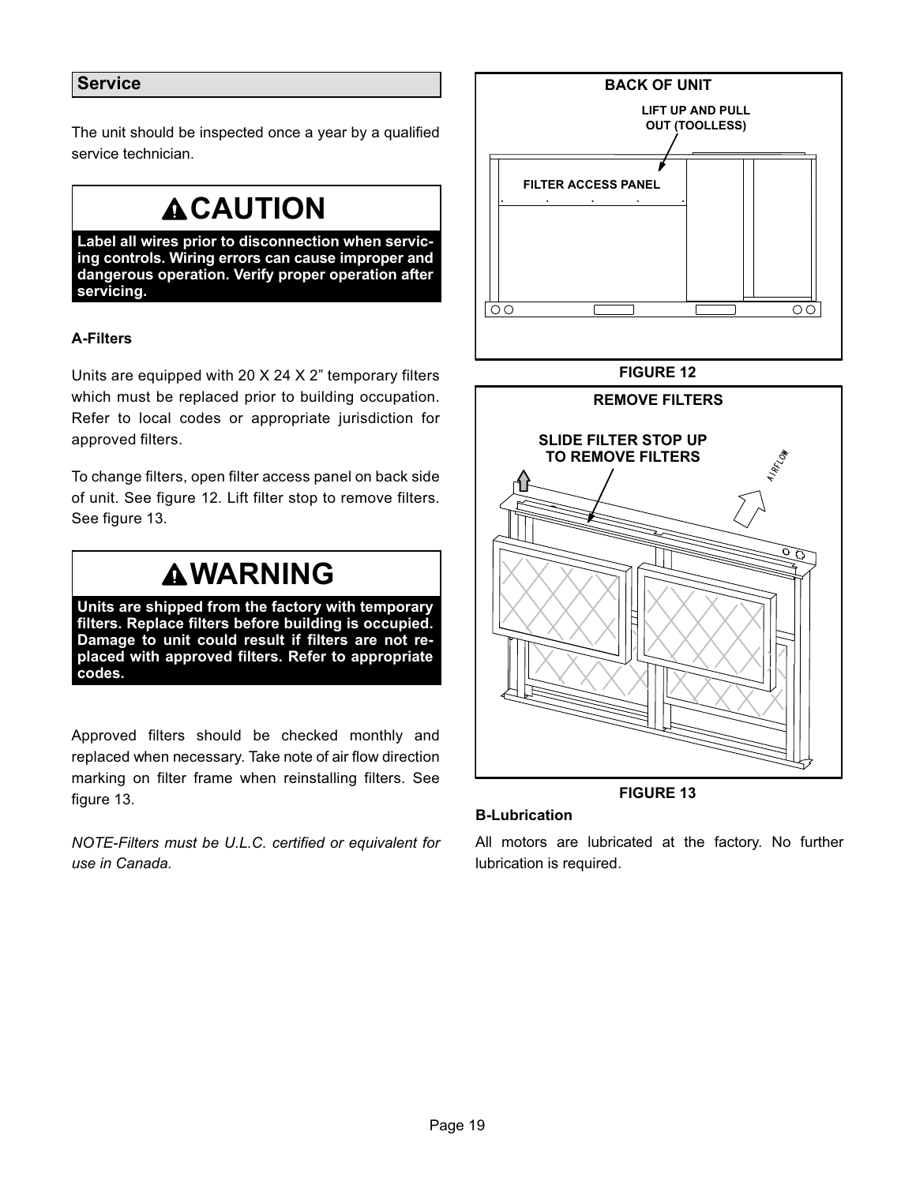## Service

The unit should be inspected once a year by a qualified service technician.

**CAUTION**

**Label all wires prior to disconnection when servicing controls. Wiring errors can cause improper and dangerous operation. Verify proper operation after servicing.**

### A-Filters

Units are equipped with 20 X 24 X 2” temporary filters which must be replaced prior to building occupation. Refer to local codes or appropriate jurisdiction for approved filters.

To change filters, open filter access panel on back side of unit. See figure 12. Lift filter stop to remove filters. See figure 13.

**WARNING**

**Units are shipped from the factory with temporary filters. Replace filters before building is occupied. Damage to unit could result if filters are not replaced with approved filters. Refer to appropriate codes.**

Approved filters should be checked monthly and replaced when necessary. Take note of air flow direction marking on filter frame when reinstalling filters. See figure 13.

*NOTE-Filters must be U.L.C. certified or equivalent for use in Canada.*

BACK OF UNIT

LIFT UP AND PULL OUT (TOOLLESS)

FILTER ACCESS PANEL

FIGURE 12

REMOVE FILTERS

SLIDE FILTER STOP UP TO REMOVE FILTERS

AIRFLOW

FIGURE 13

### B-Lubrication

All motors are lubricated at the factory. No further lubrication is required.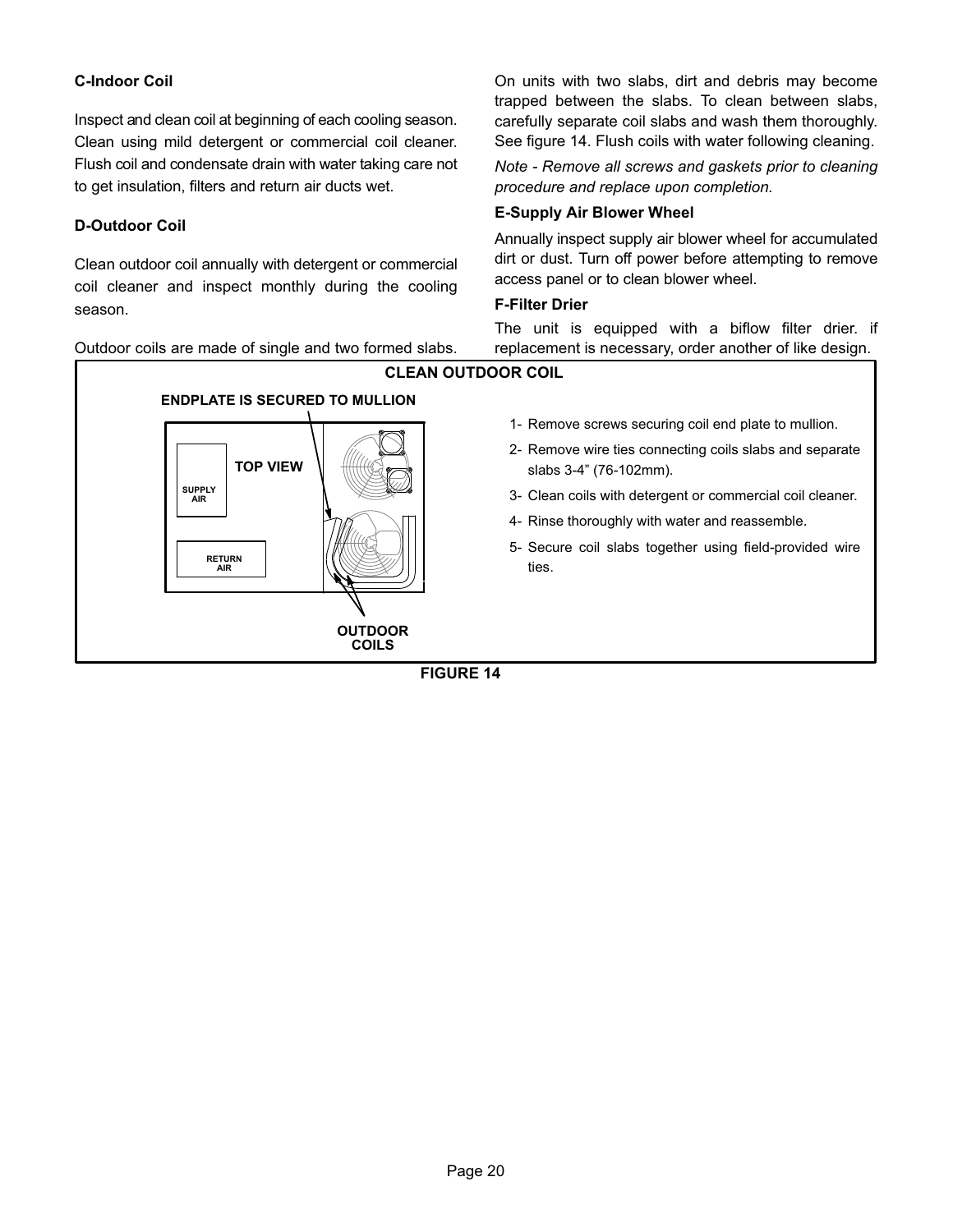### C-Indoor Coil

Inspect and clean coil at beginning of each cooling season. Clean using mild detergent or commercial coil cleaner. Flush coil and condensate drain with water taking care not to get insulation, filters and return air ducts wet.

### D-Outdoor Coil

Clean outdoor coil annually with detergent or commercial coil cleaner and inspect monthly during the cooling season.

Outdoor coils are made of single and two formed slabs. On units with two slabs, dirt and debris may become trapped between the slabs. To clean between slabs, carefully separate coil slabs and wash them thoroughly. See figure 14. Flush coils with water following cleaning.

*Note - Remove all screws and gaskets prior to cleaning procedure and replace upon completion.*

### E-Supply Air Blower Wheel

Annually inspect supply air blower wheel for accumulated dirt or dust. Turn off power before attempting to remove access panel or to clean blower wheel.

### F-Filter Drier

The unit is equipped with a biflow filter drier. if replacement is necessary, order another of like design.

**CLEAN OUTDOOR COIL**

ENDPLATE IS SECURED TO MULLION

TOP VIEW

SUPPLY AIR

RETURN AIR

OUTDOOR COILS

1- Remove screws securing coil end plate to mullion.
2- Remove wire ties connecting coils slabs and separate slabs 3-4” (76-102mm).
3- Clean coils with detergent or commercial coil cleaner.
4- Rinse thoroughly with water and reassemble.
5- Secure coil slabs together using field-provided wire ties.

**FIGURE 14**